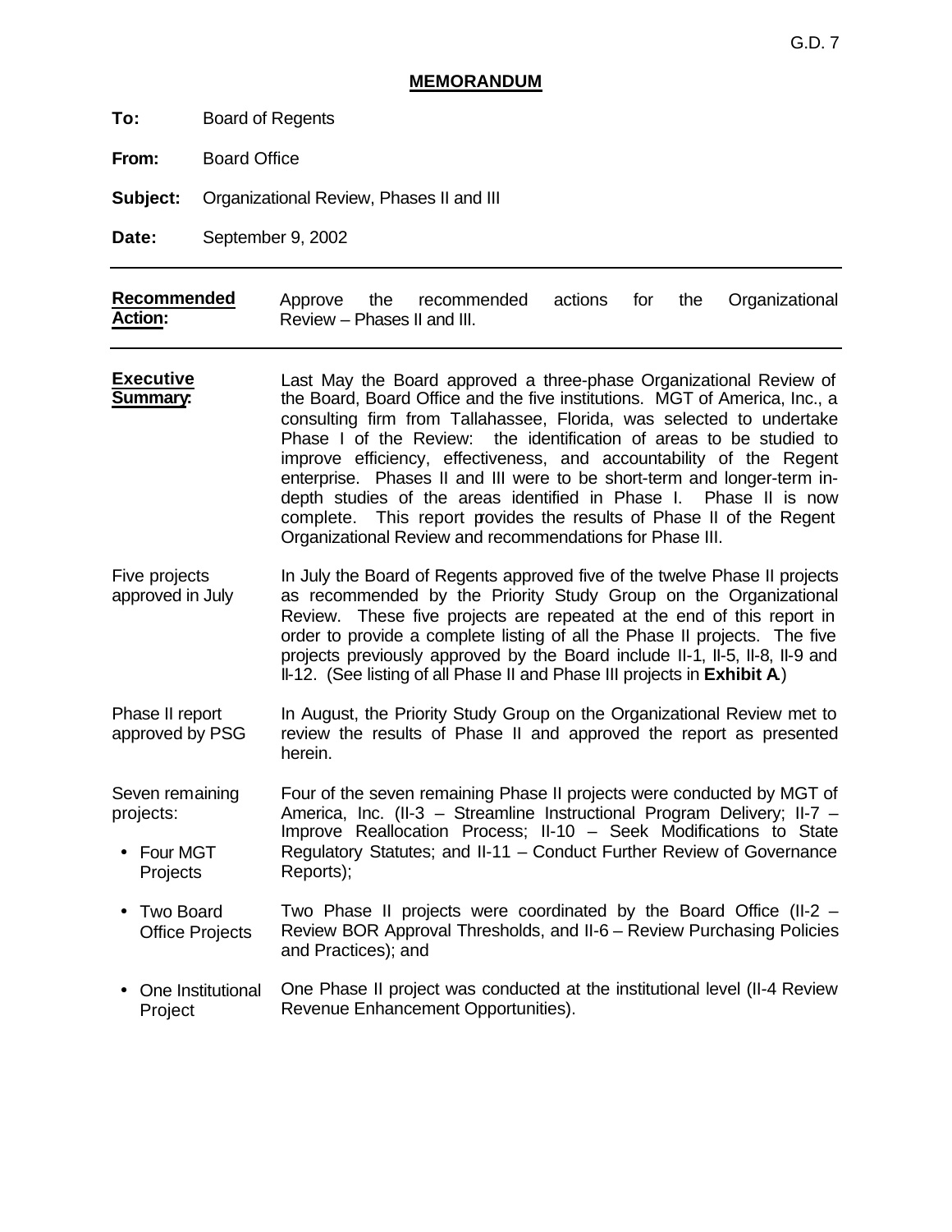G.D. 7

## MEMORANDUM

**To:** Board of Regents

**From:** Board Office

**Subject:** Organizational Review, Phases II and III

**Date:** September 9, 2002

---

**Recommended Action:** Approve the recommended actions for the Organizational Review – Phases II and III.

---

**Executive Summary:** Last May the Board approved a three-phase Organizational Review of the Board, Board Office and the five institutions. MGT of America, Inc., a consulting firm from Tallahassee, Florida, was selected to undertake Phase I of the Review: the identification of areas to be studied to improve efficiency, effectiveness, and accountability of the Regent enterprise. Phases II and III were to be short-term and longer-term in-depth studies of the areas identified in Phase I. Phase II is now complete. This report provides the results of Phase II of the Regent Organizational Review and recommendations for Phase III.

Five projects approved in July: In July the Board of Regents approved five of the twelve Phase II projects as recommended by the Priority Study Group on the Organizational Review. These five projects are repeated at the end of this report in order to provide a complete listing of all the Phase II projects. The five projects previously approved by the Board include II-1, II-5, II-8, II-9 and II-12. (See listing of all Phase II and Phase III projects in **Exhibit A**.)

Phase II report approved by PSG: In August, the Priority Study Group on the Organizational Review met to review the results of Phase II and approved the report as presented herein.

Seven remaining projects:

- Four MGT Projects: Four of the seven remaining Phase II projects were conducted by MGT of America, Inc. (II-3 – Streamline Instructional Program Delivery; II-7 – Improve Reallocation Process; II-10 – Seek Modifications to State Regulatory Statutes; and II-11 – Conduct Further Review of Governance Reports);
- Two Board Office Projects: Two Phase II projects were coordinated by the Board Office (II-2 – Review BOR Approval Thresholds, and II-6 – Review Purchasing Policies and Practices); and
- One Institutional Project: One Phase II project was conducted at the institutional level (II-4 Review Revenue Enhancement Opportunities).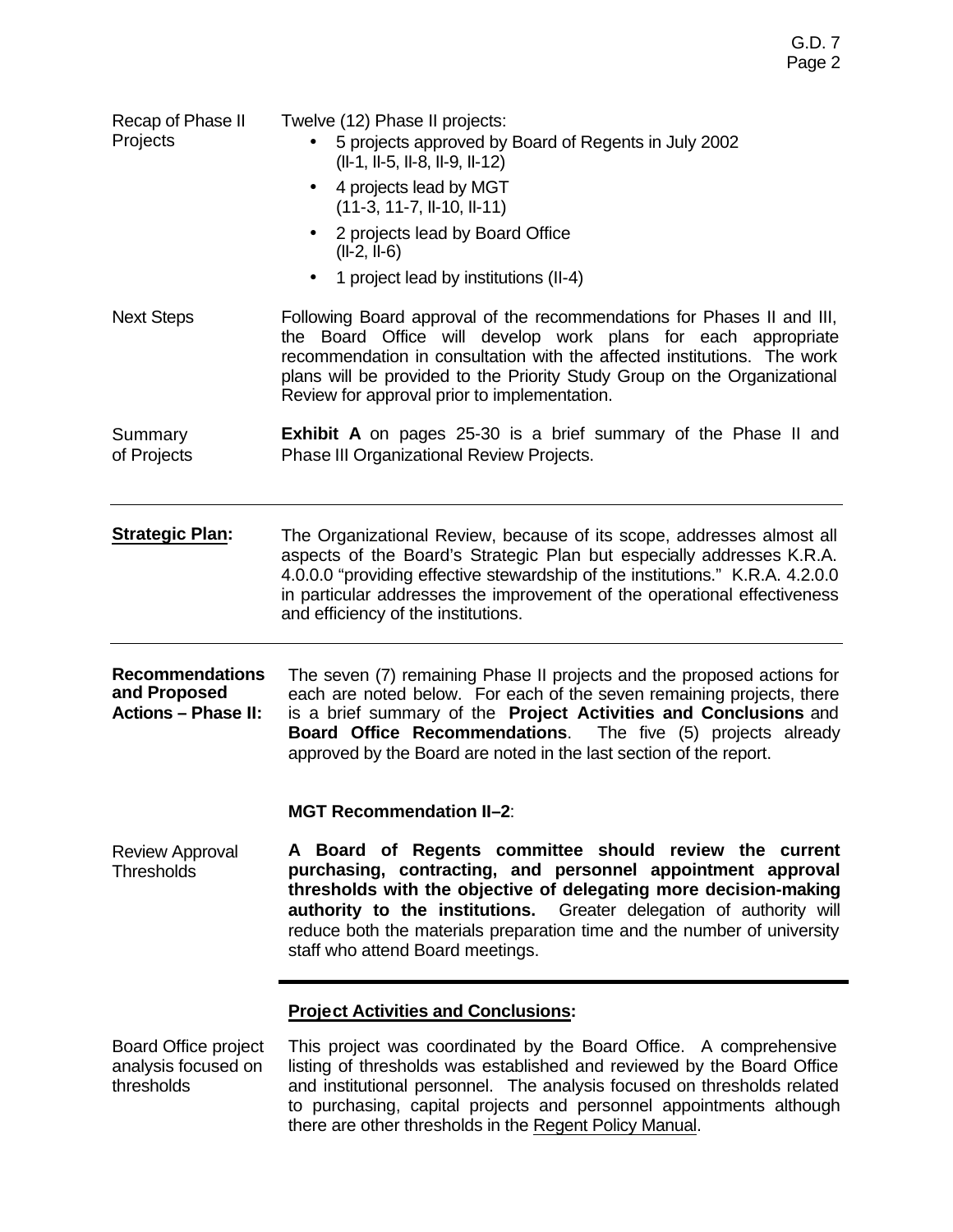**Recap of Phase II Projects**

Twelve (12) Phase II projects:

- 5 projects approved by Board of Regents in July 2002 (II-1, II-5, II-8, II-9, II-12)
- 4 projects lead by MGT (11-3, 11-7, II-10, II-11)
- 2 projects lead by Board Office (II-2, II-6)
- 1 project lead by institutions (II-4)

**Next Steps**

Following Board approval of the recommendations for Phases II and III, the Board Office will develop work plans for each appropriate recommendation in consultation with the affected institutions. The work plans will be provided to the Priority Study Group on the Organizational Review for approval prior to implementation.

**Summary of Projects**

**Exhibit A** on pages 25-30 is a brief summary of the Phase II and Phase III Organizational Review Projects.

---

**Strategic Plan:**

The Organizational Review, because of its scope, addresses almost all aspects of the Board's Strategic Plan but especially addresses K.R.A. 4.0.0.0 "providing effective stewardship of the institutions." K.R.A. 4.2.0.0 in particular addresses the improvement of the operational effectiveness and efficiency of the institutions.

---

**Recommendations and Proposed Actions – Phase II:**

The seven (7) remaining Phase II projects and the proposed actions for each are noted below. For each of the seven remaining projects, there is a brief summary of the **Project Activities and Conclusions** and **Board Office Recommendations**. The five (5) projects already approved by the Board are noted in the last section of the report.

**MGT Recommendation II–2**:

**Review Approval Thresholds**

**A Board of Regents committee should review the current purchasing, contracting, and personnel appointment approval thresholds with the objective of delegating more decision-making authority to the institutions.** Greater delegation of authority will reduce both the materials preparation time and the number of university staff who attend Board meetings.

---

**Project Activities and Conclusions:**

**Board Office project analysis focused on thresholds**

This project was coordinated by the Board Office. A comprehensive listing of thresholds was established and reviewed by the Board Office and institutional personnel. The analysis focused on thresholds related to purchasing, capital projects and personnel appointments although there are other thresholds in the Regent Policy Manual.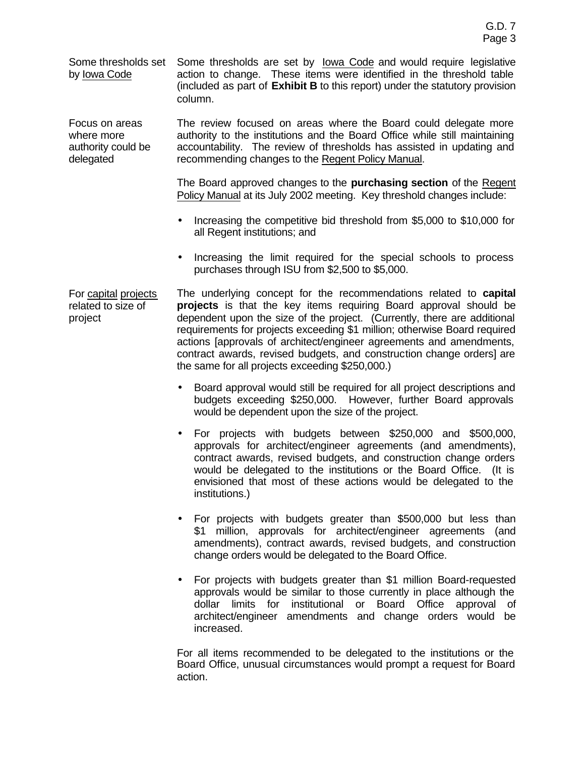**Some thresholds set by Iowa Code**

Some thresholds are set by Iowa Code and would require legislative action to change. These items were identified in the threshold table (included as part of **Exhibit B** to this report) under the statutory provision column.

**Focus on areas where more authority could be delegated**

The review focused on areas where the Board could delegate more authority to the institutions and the Board Office while still maintaining accountability. The review of thresholds has assisted in updating and recommending changes to the Regent Policy Manual.

The Board approved changes to the **purchasing section** of the Regent Policy Manual at its July 2002 meeting. Key threshold changes include:

- Increasing the competitive bid threshold from $5,000 to $10,000 for all Regent institutions; and
- Increasing the limit required for the special schools to process purchases through ISU from $2,500 to $5,000.

**For capital projects related to size of project**

The underlying concept for the recommendations related to **capital projects** is that the key items requiring Board approval should be dependent upon the size of the project. (Currently, there are additional requirements for projects exceeding $1 million; otherwise Board required actions [approvals of architect/engineer agreements and amendments, contract awards, revised budgets, and construction change orders] are the same for all projects exceeding $250,000.)

- Board approval would still be required for all project descriptions and budgets exceeding $250,000. However, further Board approvals would be dependent upon the size of the project.
- For projects with budgets between $250,000 and $500,000, approvals for architect/engineer agreements (and amendments), contract awards, revised budgets, and construction change orders would be delegated to the institutions or the Board Office. (It is envisioned that most of these actions would be delegated to the institutions.)
- For projects with budgets greater than $500,000 but less than $1 million, approvals for architect/engineer agreements (and amendments), contract awards, revised budgets, and construction change orders would be delegated to the Board Office.
- For projects with budgets greater than $1 million Board-requested approvals would be similar to those currently in place although the dollar limits for institutional or Board Office approval of architect/engineer amendments and change orders would be increased.

For all items recommended to be delegated to the institutions or the Board Office, unusual circumstances would prompt a request for Board action.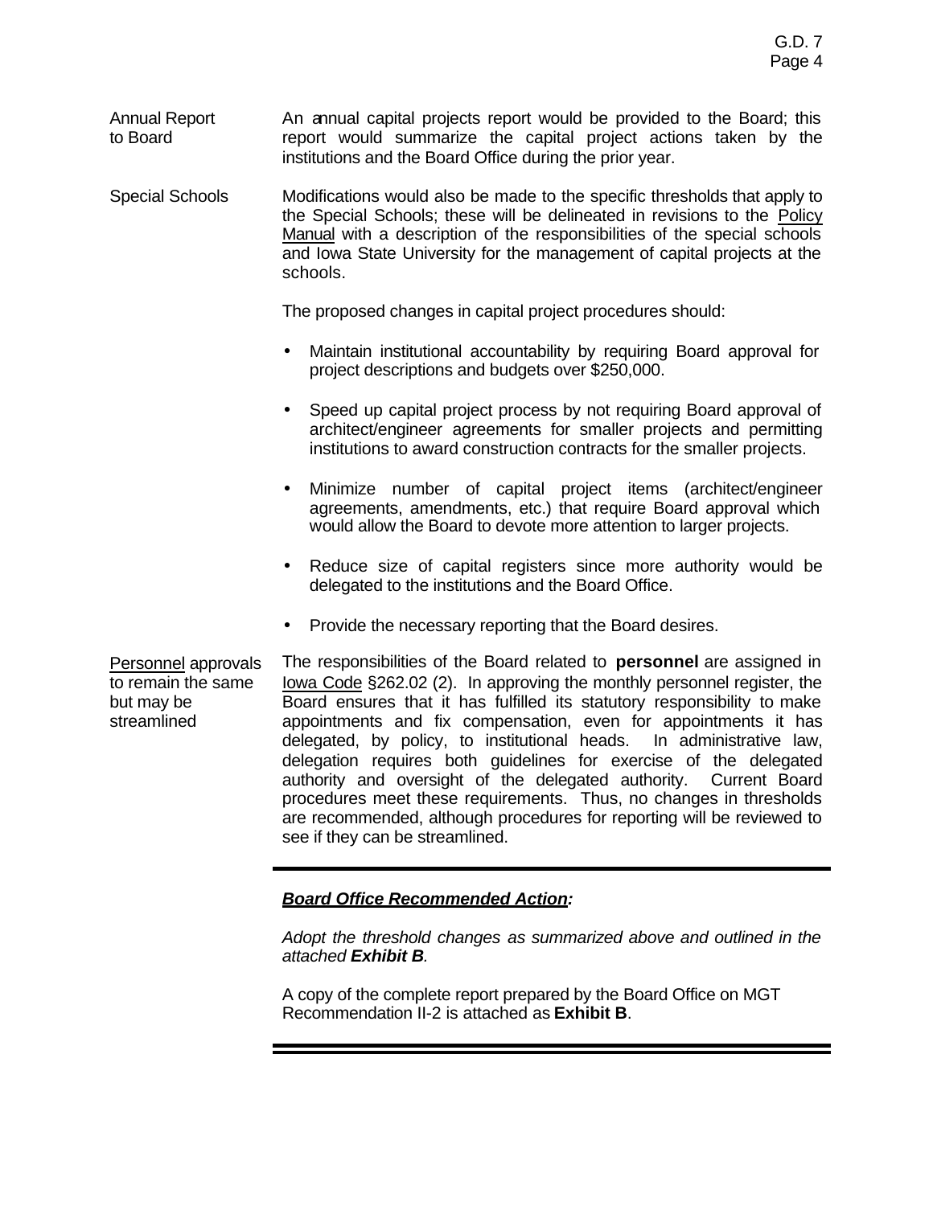**Annual Report to Board** An annual capital projects report would be provided to the Board; this report would summarize the capital project actions taken by the institutions and the Board Office during the prior year.

**Special Schools** Modifications would also be made to the specific thresholds that apply to the Special Schools; these will be delineated in revisions to the Policy Manual with a description of the responsibilities of the special schools and Iowa State University for the management of capital projects at the schools.

The proposed changes in capital project procedures should:

- Maintain institutional accountability by requiring Board approval for project descriptions and budgets over $250,000.
- Speed up capital project process by not requiring Board approval of architect/engineer agreements for smaller projects and permitting institutions to award construction contracts for the smaller projects.
- Minimize number of capital project items (architect/engineer agreements, amendments, etc.) that require Board approval which would allow the Board to devote more attention to larger projects.
- Reduce size of capital registers since more authority would be delegated to the institutions and the Board Office.
- Provide the necessary reporting that the Board desires.

**Personnel approvals to remain the same but may be streamlined** The responsibilities of the Board related to **personnel** are assigned in Iowa Code §262.02 (2). In approving the monthly personnel register, the Board ensures that it has fulfilled its statutory responsibility to make appointments and fix compensation, even for appointments it has delegated, by policy, to institutional heads. In administrative law, delegation requires both guidelines for exercise of the delegated authority and oversight of the delegated authority. Current Board procedures meet these requirements. Thus, no changes in thresholds are recommended, although procedures for reporting will be reviewed to see if they can be streamlined.

---

***Board Office Recommended Action:***

*Adopt the threshold changes as summarized above and outlined in the attached* ***Exhibit B****.*

A copy of the complete report prepared by the Board Office on MGT Recommendation II-2 is attached as **Exhibit B**.

---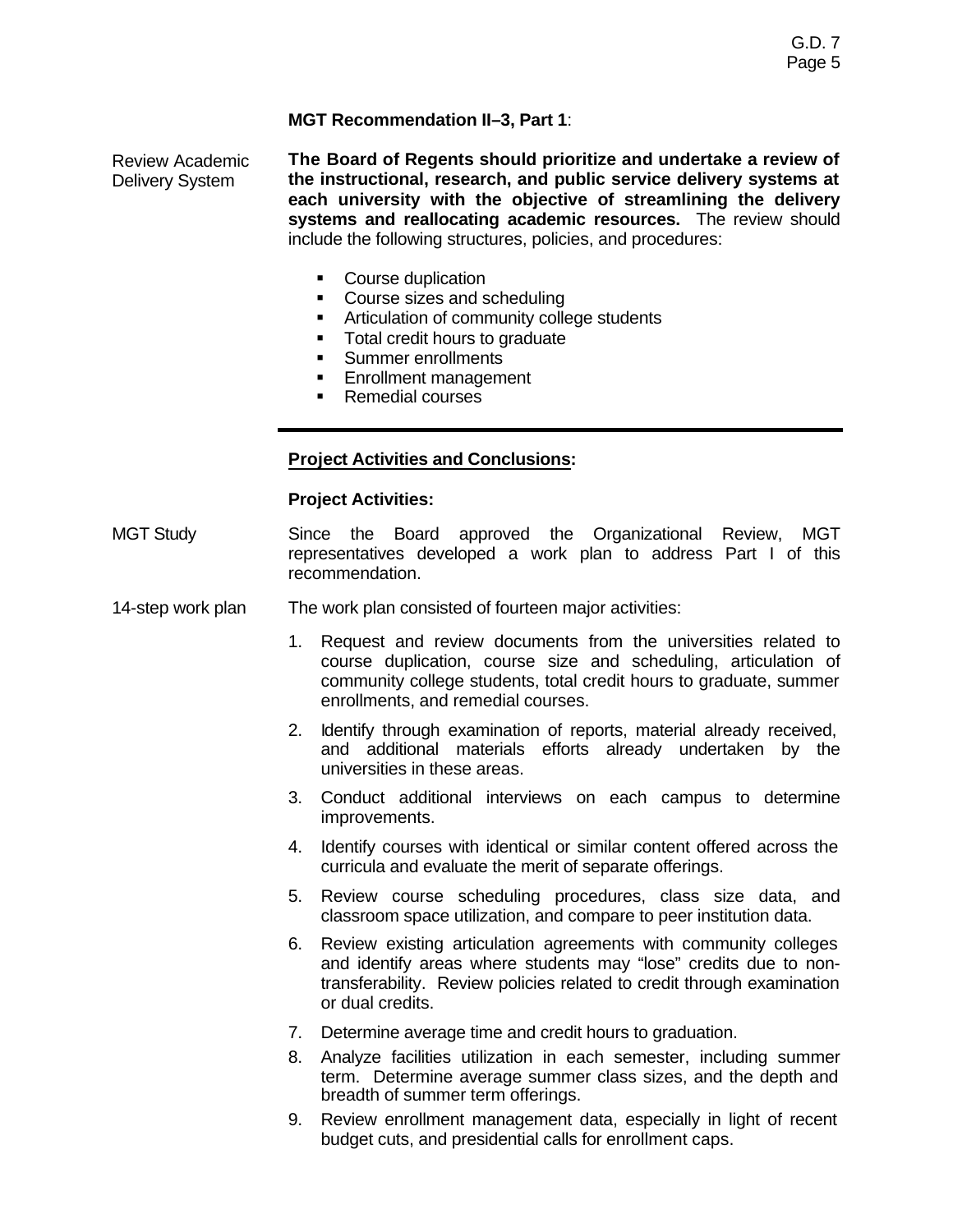**MGT Recommendation II–3, Part 1**:

Review Academic Delivery System

**The Board of Regents should prioritize and undertake a review of the instructional, research, and public service delivery systems at each university with the objective of streamlining the delivery systems and reallocating academic resources.** The review should include the following structures, policies, and procedures:

- Course duplication
- Course sizes and scheduling
- Articulation of community college students
- Total credit hours to graduate
- Summer enrollments
- Enrollment management
- Remedial courses

---

**Project Activities and Conclusions:**

**Project Activities:**

MGT Study

Since the Board approved the Organizational Review, MGT representatives developed a work plan to address Part I of this recommendation.

14-step work plan

The work plan consisted of fourteen major activities:

1. Request and review documents from the universities related to course duplication, course size and scheduling, articulation of community college students, total credit hours to graduate, summer enrollments, and remedial courses.
2. Identify through examination of reports, material already received, and additional materials efforts already undertaken by the universities in these areas.
3. Conduct additional interviews on each campus to determine improvements.
4. Identify courses with identical or similar content offered across the curricula and evaluate the merit of separate offerings.
5. Review course scheduling procedures, class size data, and classroom space utilization, and compare to peer institution data.
6. Review existing articulation agreements with community colleges and identify areas where students may "lose" credits due to non-transferability. Review policies related to credit through examination or dual credits.
7. Determine average time and credit hours to graduation.
8. Analyze facilities utilization in each semester, including summer term. Determine average summer class sizes, and the depth and breadth of summer term offerings.
9. Review enrollment management data, especially in light of recent budget cuts, and presidential calls for enrollment caps.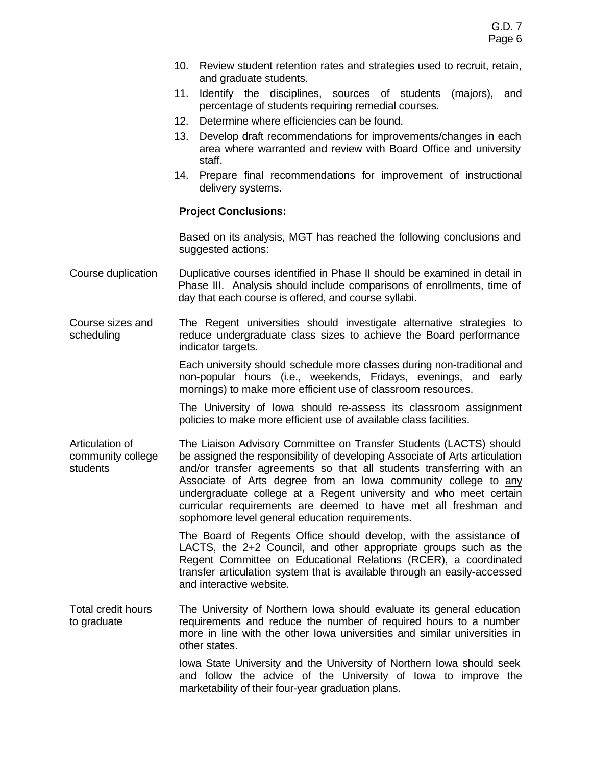10. Review student retention rates and strategies used to recruit, retain, and graduate students.
11. Identify the disciplines, sources of students (majors), and percentage of students requiring remedial courses.
12. Determine where efficiencies can be found.
13. Develop draft recommendations for improvements/changes in each area where warranted and review with Board Office and university staff.
14. Prepare final recommendations for improvement of instructional delivery systems.

**Project Conclusions:**

Based on its analysis, MGT has reached the following conclusions and suggested actions:

**Course duplication**

Duplicative courses identified in Phase II should be examined in detail in Phase III. Analysis should include comparisons of enrollments, time of day that each course is offered, and course syllabi.

**Course sizes and scheduling**

The Regent universities should investigate alternative strategies to reduce undergraduate class sizes to achieve the Board performance indicator targets.

Each university should schedule more classes during non-traditional and non-popular hours (i.e., weekends, Fridays, evenings, and early mornings) to make more efficient use of classroom resources.

The University of Iowa should re-assess its classroom assignment policies to make more efficient use of available class facilities.

**Articulation of community college students**

The Liaison Advisory Committee on Transfer Students (LACTS) should be assigned the responsibility of developing Associate of Arts articulation and/or transfer agreements so that <u>all</u> students transferring with an Associate of Arts degree from an Iowa community college to <u>any</u> undergraduate college at a Regent university and who meet certain curricular requirements are deemed to have met all freshman and sophomore level general education requirements.

The Board of Regents Office should develop, with the assistance of LACTS, the 2+2 Council, and other appropriate groups such as the Regent Committee on Educational Relations (RCER), a coordinated transfer articulation system that is available through an easily-accessed and interactive website.

**Total credit hours to graduate**

The University of Northern Iowa should evaluate its general education requirements and reduce the number of required hours to a number more in line with the other Iowa universities and similar universities in other states.

Iowa State University and the University of Northern Iowa should seek and follow the advice of the University of Iowa to improve the marketability of their four-year graduation plans.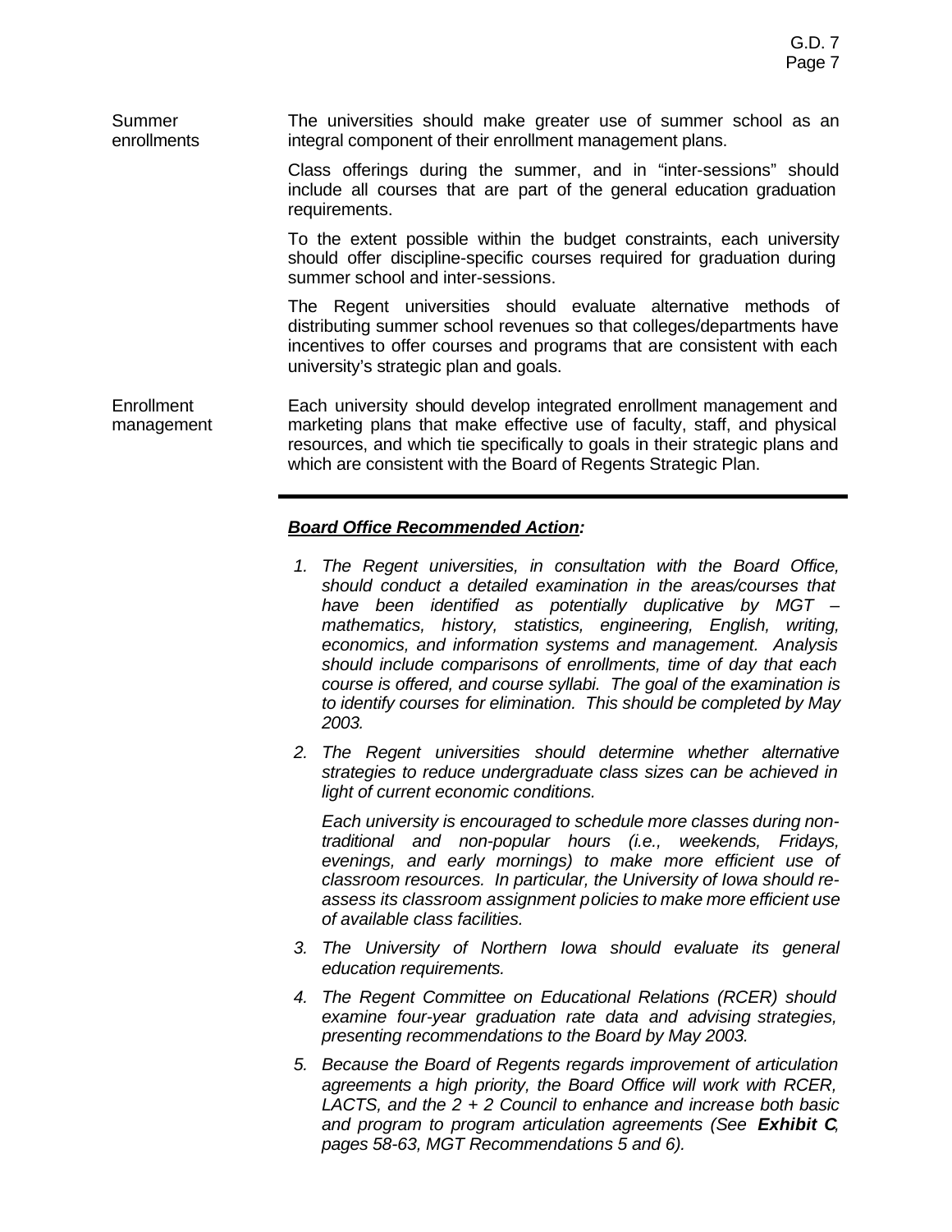**Summer enrollments**

The universities should make greater use of summer school as an integral component of their enrollment management plans.

Class offerings during the summer, and in "inter-sessions" should include all courses that are part of the general education graduation requirements.

To the extent possible within the budget constraints, each university should offer discipline-specific courses required for graduation during summer school and inter-sessions.

The Regent universities should evaluate alternative methods of distributing summer school revenues so that colleges/departments have incentives to offer courses and programs that are consistent with each university's strategic plan and goals.

**Enrollment management**

Each university should develop integrated enrollment management and marketing plans that make effective use of faculty, staff, and physical resources, and which tie specifically to goals in their strategic plans and which are consistent with the Board of Regents Strategic Plan.

---

***<u>Board Office Recommended Action</u>:***

1. *The Regent universities, in consultation with the Board Office, should conduct a detailed examination in the areas/courses that have been identified as potentially duplicative by MGT – mathematics, history, statistics, engineering, English, writing, economics, and information systems and management. Analysis should include comparisons of enrollments, time of day that each course is offered, and course syllabi. The goal of the examination is to identify courses for elimination. This should be completed by May 2003.*

2. *The Regent universities should determine whether alternative strategies to reduce undergraduate class sizes can be achieved in light of current economic conditions.*

   *Each university is encouraged to schedule more classes during non-traditional and non-popular hours (i.e., weekends, Fridays, evenings, and early mornings) to make more efficient use of classroom resources. In particular, the University of Iowa should re-assess its classroom assignment policies to make more efficient use of available class facilities.*

3. *The University of Northern Iowa should evaluate its general education requirements.*

4. *The Regent Committee on Educational Relations (RCER) should examine four-year graduation rate data and advising strategies, presenting recommendations to the Board by May 2003.*

5. *Because the Board of Regents regards improvement of articulation agreements a high priority, the Board Office will work with RCER, LACTS, and the 2 + 2 Council to enhance and increase both basic and program to program articulation agreements (See **Exhibit C**, pages 58-63, MGT Recommendations 5 and 6).*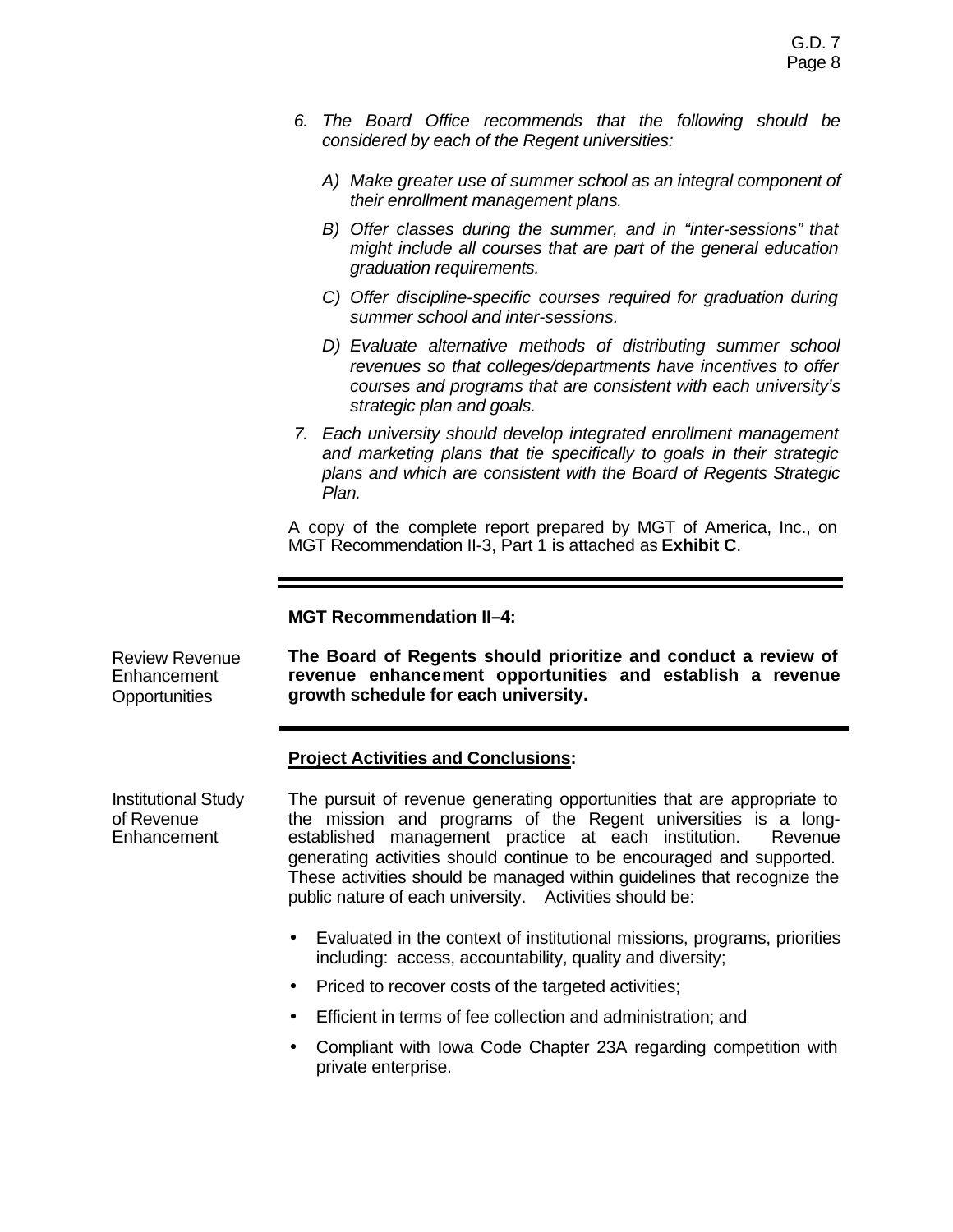6. *The Board Office recommends that the following should be considered by each of the Regent universities:*

   A) *Make greater use of summer school as an integral component of their enrollment management plans.*

   B) *Offer classes during the summer, and in "inter-sessions" that might include all courses that are part of the general education graduation requirements.*

   C) *Offer discipline-specific courses required for graduation during summer school and inter-sessions.*

   D) *Evaluate alternative methods of distributing summer school revenues so that colleges/departments have incentives to offer courses and programs that are consistent with each university's strategic plan and goals.*

7. *Each university should develop integrated enrollment management and marketing plans that tie specifically to goals in their strategic plans and which are consistent with the Board of Regents Strategic Plan.*

A copy of the complete report prepared by MGT of America, Inc., on MGT Recommendation II-3, Part 1 is attached as **Exhibit C**.

---

**MGT Recommendation II–4:**

Review Revenue Enhancement Opportunities

**The Board of Regents should prioritize and conduct a review of revenue enhancement opportunities and establish a revenue growth schedule for each university.**

---

**Project Activities and Conclusions:**

Institutional Study of Revenue Enhancement

The pursuit of revenue generating opportunities that are appropriate to the mission and programs of the Regent universities is a long-established management practice at each institution. Revenue generating activities should continue to be encouraged and supported. These activities should be managed within guidelines that recognize the public nature of each university. Activities should be:

- Evaluated in the context of institutional missions, programs, priorities including: access, accountability, quality and diversity;
- Priced to recover costs of the targeted activities;
- Efficient in terms of fee collection and administration; and
- Compliant with Iowa Code Chapter 23A regarding competition with private enterprise.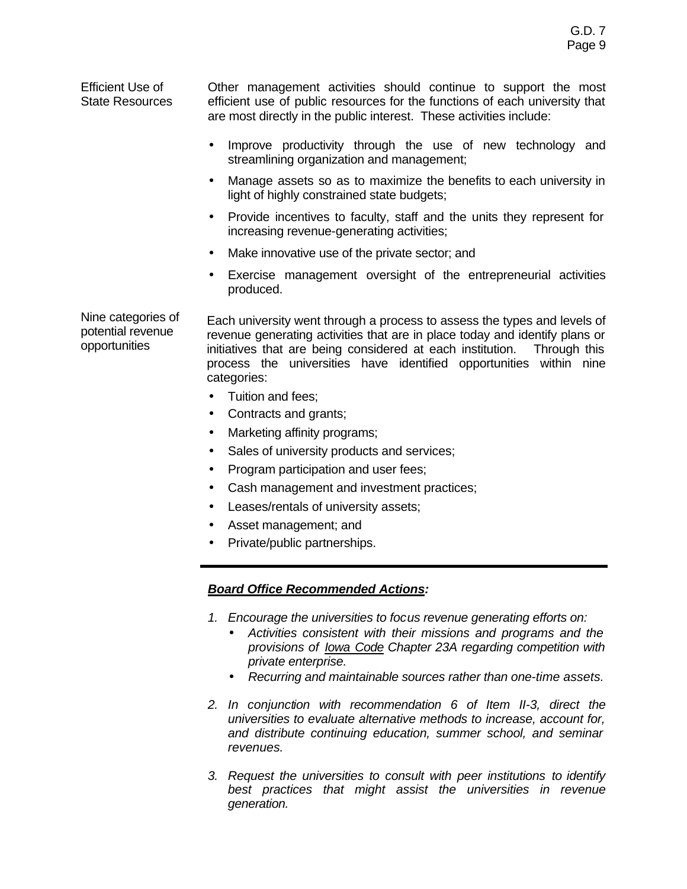**Efficient Use of State Resources**

Other management activities should continue to support the most efficient use of public resources for the functions of each university that are most directly in the public interest. These activities include:

- Improve productivity through the use of new technology and streamlining organization and management;
- Manage assets so as to maximize the benefits to each university in light of highly constrained state budgets;
- Provide incentives to faculty, staff and the units they represent for increasing revenue-generating activities;
- Make innovative use of the private sector; and
- Exercise management oversight of the entrepreneurial activities produced.

**Nine categories of potential revenue opportunities**

Each university went through a process to assess the types and levels of revenue generating activities that are in place today and identify plans or initiatives that are being considered at each institution. Through this process the universities have identified opportunities within nine categories:

- Tuition and fees;
- Contracts and grants;
- Marketing affinity programs;
- Sales of university products and services;
- Program participation and user fees;
- Cash management and investment practices;
- Leases/rentals of university assets;
- Asset management; and
- Private/public partnerships.

---

***Board Office Recommended Actions:***

1. *Encourage the universities to focus revenue generating efforts on:*
   - *Activities consistent with their missions and programs and the provisions of Iowa Code Chapter 23A regarding competition with private enterprise.*
   - *Recurring and maintainable sources rather than one-time assets.*

2. *In conjunction with recommendation 6 of Item II-3, direct the universities to evaluate alternative methods to increase, account for, and distribute continuing education, summer school, and seminar revenues.*

3. *Request the universities to consult with peer institutions to identify best practices that might assist the universities in revenue generation.*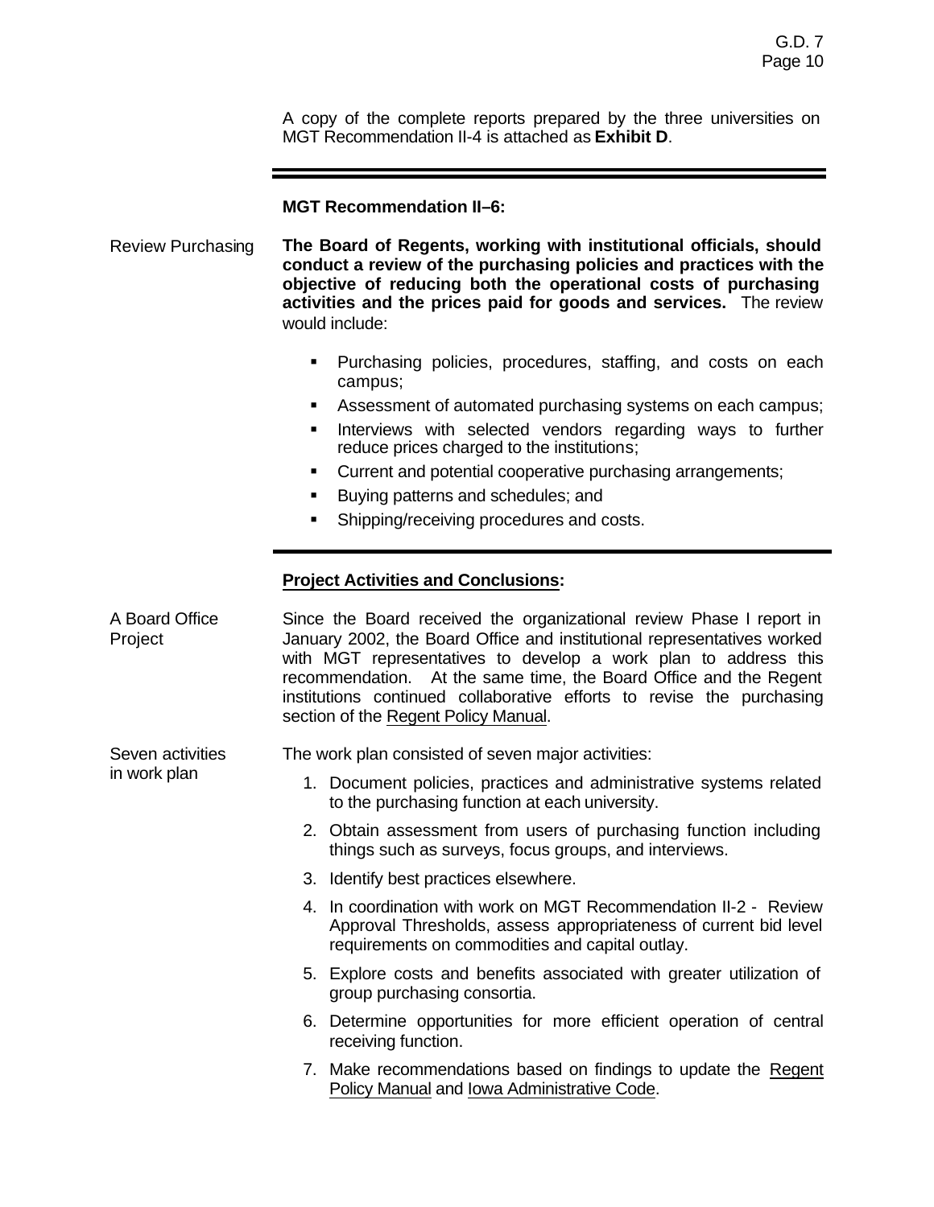A copy of the complete reports prepared by the three universities on MGT Recommendation II-4 is attached as **Exhibit D**.

---

**MGT Recommendation II–6:**

Review Purchasing

**The Board of Regents, working with institutional officials, should conduct a review of the purchasing policies and practices with the objective of reducing both the operational costs of purchasing activities and the prices paid for goods and services.** The review would include:

- Purchasing policies, procedures, staffing, and costs on each campus;
- Assessment of automated purchasing systems on each campus;
- Interviews with selected vendors regarding ways to further reduce prices charged to the institutions;
- Current and potential cooperative purchasing arrangements;
- Buying patterns and schedules; and
- Shipping/receiving procedures and costs.

---

**<u>Project Activities and Conclusions</u>:**

A Board Office Project

Since the Board received the organizational review Phase I report in January 2002, the Board Office and institutional representatives worked with MGT representatives to develop a work plan to address this recommendation. At the same time, the Board Office and the Regent institutions continued collaborative efforts to revise the purchasing section of the <u>Regent Policy Manual</u>.

Seven activities in work plan

The work plan consisted of seven major activities:

1. Document policies, practices and administrative systems related to the purchasing function at each university.
2. Obtain assessment from users of purchasing function including things such as surveys, focus groups, and interviews.
3. Identify best practices elsewhere.
4. In coordination with work on MGT Recommendation II-2 - Review Approval Thresholds, assess appropriateness of current bid level requirements on commodities and capital outlay.
5. Explore costs and benefits associated with greater utilization of group purchasing consortia.
6. Determine opportunities for more efficient operation of central receiving function.
7. Make recommendations based on findings to update the <u>Regent Policy Manual</u> and <u>Iowa Administrative Code</u>.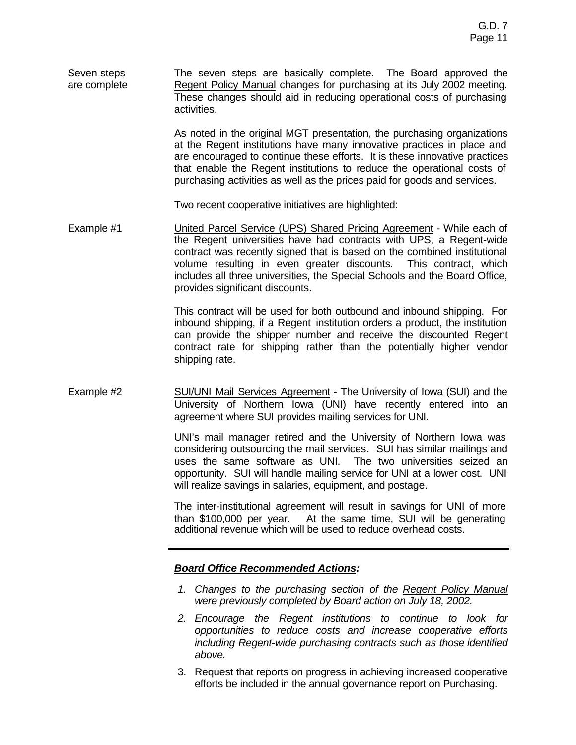**Seven steps are complete**

The seven steps are basically complete. The Board approved the <u>Regent Policy Manual</u> changes for purchasing at its July 2002 meeting. These changes should aid in reducing operational costs of purchasing activities.

As noted in the original MGT presentation, the purchasing organizations at the Regent institutions have many innovative practices in place and are encouraged to continue these efforts. It is these innovative practices that enable the Regent institutions to reduce the operational costs of purchasing activities as well as the prices paid for goods and services.

Two recent cooperative initiatives are highlighted:

**Example #1**

<u>United Parcel Service (UPS) Shared Pricing Agreement</u> - While each of the Regent universities have had contracts with UPS, a Regent-wide contract was recently signed that is based on the combined institutional volume resulting in even greater discounts. This contract, which includes all three universities, the Special Schools and the Board Office, provides significant discounts.

This contract will be used for both outbound and inbound shipping. For inbound shipping, if a Regent institution orders a product, the institution can provide the shipper number and receive the discounted Regent contract rate for shipping rather than the potentially higher vendor shipping rate.

**Example #2**

<u>SUI/UNI Mail Services Agreement</u> - The University of Iowa (SUI) and the University of Northern Iowa (UNI) have recently entered into an agreement where SUI provides mailing services for UNI.

UNI's mail manager retired and the University of Northern Iowa was considering outsourcing the mail services. SUI has similar mailings and uses the same software as UNI. The two universities seized an opportunity. SUI will handle mailing service for UNI at a lower cost. UNI will realize savings in salaries, equipment, and postage.

The inter-institutional agreement will result in savings for UNI of more than $100,000 per year. At the same time, SUI will be generating additional revenue which will be used to reduce overhead costs.

---

***<u>Board Office Recommended Actions</u>:***

1. *Changes to the purchasing section of the <u>Regent Policy Manual</u> were previously completed by Board action on July 18, 2002.*
2. *Encourage the Regent institutions to continue to look for opportunities to reduce costs and increase cooperative efforts including Regent-wide purchasing contracts such as those identified above.*
3. Request that reports on progress in achieving increased cooperative efforts be included in the annual governance report on Purchasing.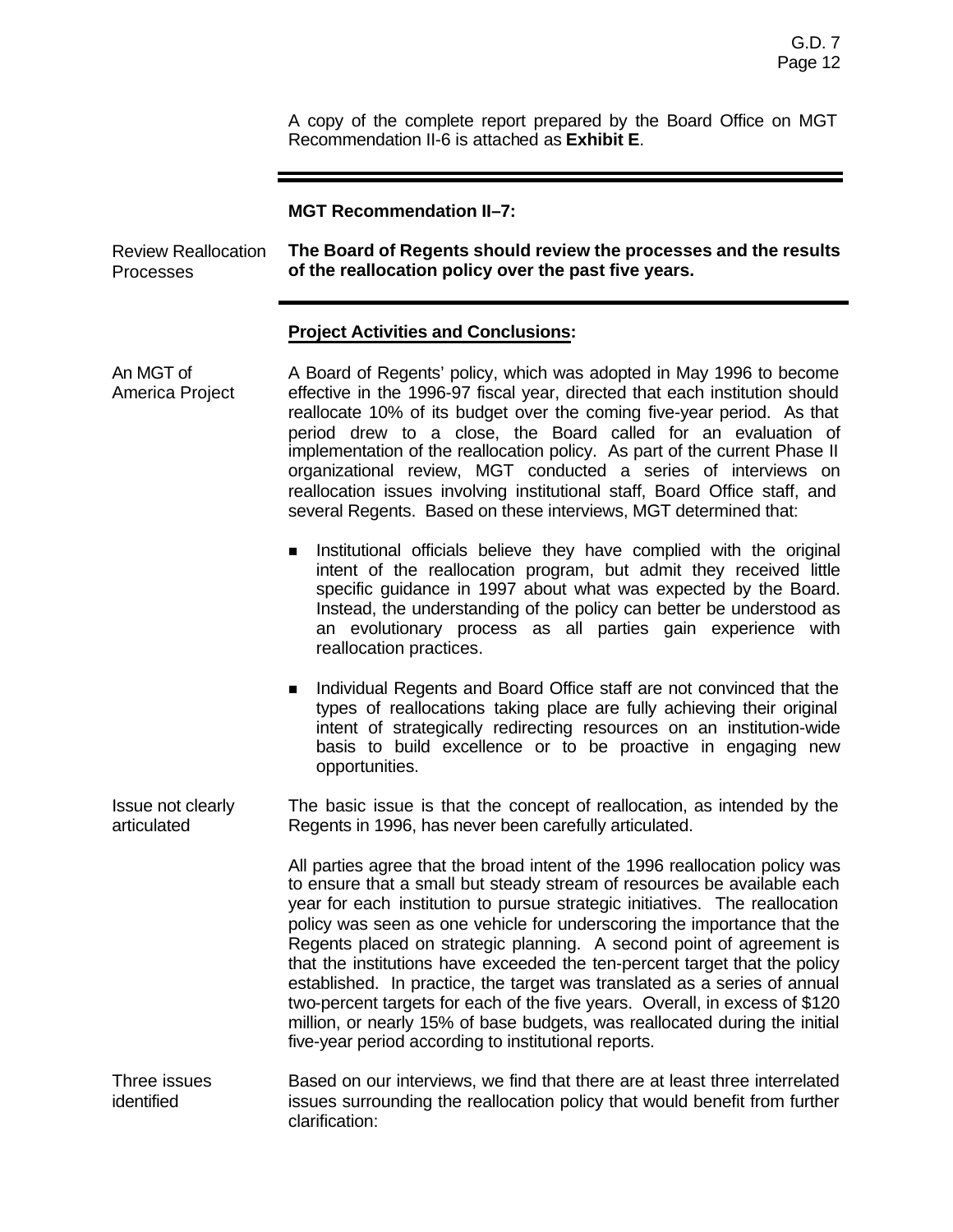A copy of the complete report prepared by the Board Office on MGT Recommendation II-6 is attached as **Exhibit E**.

---

**MGT Recommendation II–7:**

Review Reallocation Processes

**The Board of Regents should review the processes and the results of the reallocation policy over the past five years.**

---

**Project Activities and Conclusions:**

An MGT of America Project

A Board of Regents' policy, which was adopted in May 1996 to become effective in the 1996-97 fiscal year, directed that each institution should reallocate 10% of its budget over the coming five-year period. As that period drew to a close, the Board called for an evaluation of implementation of the reallocation policy. As part of the current Phase II organizational review, MGT conducted a series of interviews on reallocation issues involving institutional staff, Board Office staff, and several Regents. Based on these interviews, MGT determined that:

- Institutional officials believe they have complied with the original intent of the reallocation program, but admit they received little specific guidance in 1997 about what was expected by the Board. Instead, the understanding of the policy can better be understood as an evolutionary process as all parties gain experience with reallocation practices.
- Individual Regents and Board Office staff are not convinced that the types of reallocations taking place are fully achieving their original intent of strategically redirecting resources on an institution-wide basis to build excellence or to be proactive in engaging new opportunities.

Issue not clearly articulated

The basic issue is that the concept of reallocation, as intended by the Regents in 1996, has never been carefully articulated.

All parties agree that the broad intent of the 1996 reallocation policy was to ensure that a small but steady stream of resources be available each year for each institution to pursue strategic initiatives. The reallocation policy was seen as one vehicle for underscoring the importance that the Regents placed on strategic planning. A second point of agreement is that the institutions have exceeded the ten-percent target that the policy established. In practice, the target was translated as a series of annual two-percent targets for each of the five years. Overall, in excess of $120 million, or nearly 15% of base budgets, was reallocated during the initial five-year period according to institutional reports.

Three issues identified

Based on our interviews, we find that there are at least three interrelated issues surrounding the reallocation policy that would benefit from further clarification: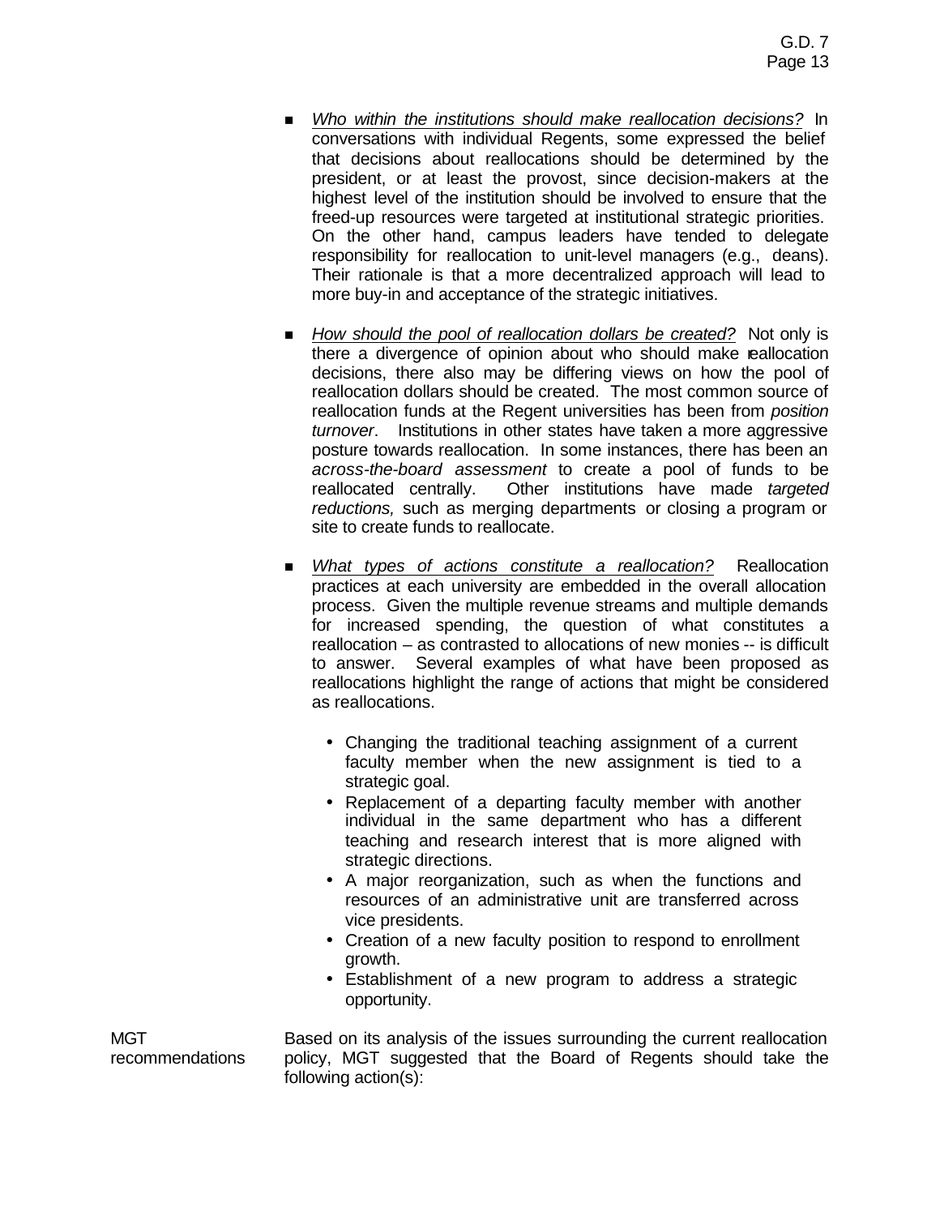- *Who within the institutions should make reallocation decisions?* In conversations with individual Regents, some expressed the belief that decisions about reallocations should be determined by the president, or at least the provost, since decision-makers at the highest level of the institution should be involved to ensure that the freed-up resources were targeted at institutional strategic priorities. On the other hand, campus leaders have tended to delegate responsibility for reallocation to unit-level managers (e.g., deans). Their rationale is that a more decentralized approach will lead to more buy-in and acceptance of the strategic initiatives.

- *How should the pool of reallocation dollars be created?* Not only is there a divergence of opinion about who should make reallocation decisions, there also may be differing views on how the pool of reallocation dollars should be created. The most common source of reallocation funds at the Regent universities has been from *position turnover*. Institutions in other states have taken a more aggressive posture towards reallocation. In some instances, there has been an *across-the-board assessment* to create a pool of funds to be reallocated centrally. Other institutions have made *targeted reductions,* such as merging departments or closing a program or site to create funds to reallocate.

- *What types of actions constitute a reallocation?* Reallocation practices at each university are embedded in the overall allocation process. Given the multiple revenue streams and multiple demands for increased spending, the question of what constitutes a reallocation – as contrasted to allocations of new monies -- is difficult to answer. Several examples of what have been proposed as reallocations highlight the range of actions that might be considered as reallocations.

  - Changing the traditional teaching assignment of a current faculty member when the new assignment is tied to a strategic goal.
  - Replacement of a departing faculty member with another individual in the same department who has a different teaching and research interest that is more aligned with strategic directions.
  - A major reorganization, such as when the functions and resources of an administrative unit are transferred across vice presidents.
  - Creation of a new faculty position to respond to enrollment growth.
  - Establishment of a new program to address a strategic opportunity.

MGT recommendations

Based on its analysis of the issues surrounding the current reallocation policy, MGT suggested that the Board of Regents should take the following action(s):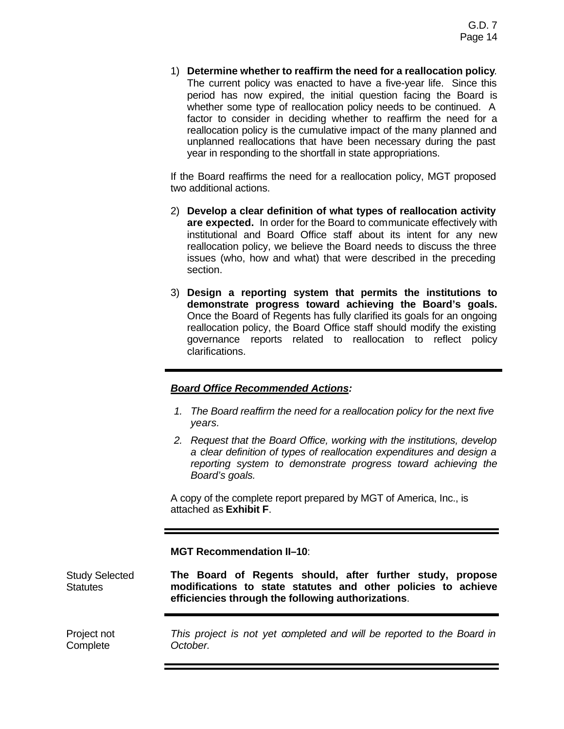1) **Determine whether to reaffirm the need for a reallocation policy**. The current policy was enacted to have a five-year life. Since this period has now expired, the initial question facing the Board is whether some type of reallocation policy needs to be continued. A factor to consider in deciding whether to reaffirm the need for a reallocation policy is the cumulative impact of the many planned and unplanned reallocations that have been necessary during the past year in responding to the shortfall in state appropriations.

If the Board reaffirms the need for a reallocation policy, MGT proposed two additional actions.

2) **Develop a clear definition of what types of reallocation activity are expected.** In order for the Board to communicate effectively with institutional and Board Office staff about its intent for any new reallocation policy, we believe the Board needs to discuss the three issues (who, how and what) that were described in the preceding section.

3) **Design a reporting system that permits the institutions to demonstrate progress toward achieving the Board's goals.** Once the Board of Regents has fully clarified its goals for an ongoing reallocation policy, the Board Office staff should modify the existing governance reports related to reallocation to reflect policy clarifications.

---

***Board Office Recommended Actions:***

1. *The Board reaffirm the need for a reallocation policy for the next five years.*
2. *Request that the Board Office, working with the institutions, develop a clear definition of types of reallocation expenditures and design a reporting system to demonstrate progress toward achieving the Board's goals.*

A copy of the complete report prepared by MGT of America, Inc., is attached as **Exhibit F**.

---

**MGT Recommendation II–10**:

Study Selected Statutes

**The Board of Regents should, after further study, propose modifications to state statutes and other policies to achieve efficiencies through the following authorizations**.

---

Project not Complete

*This project is not yet completed and will be reported to the Board in October.*

---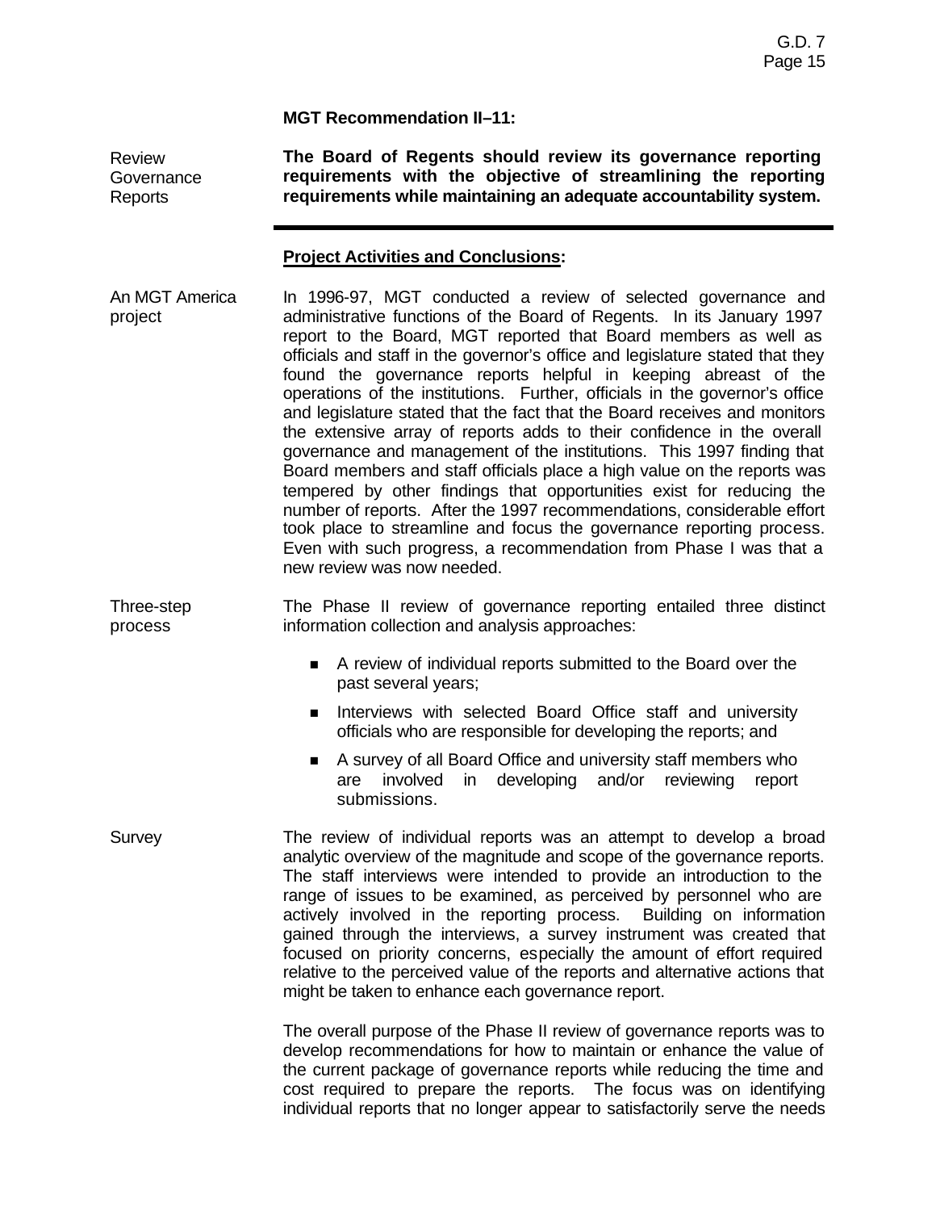**MGT Recommendation II–11:**

Review Governance Reports

**The Board of Regents should review its governance reporting requirements with the objective of streamlining the reporting requirements while maintaining an adequate accountability system.**

---

**Project Activities and Conclusions:**

An MGT America project

In 1996-97, MGT conducted a review of selected governance and administrative functions of the Board of Regents. In its January 1997 report to the Board, MGT reported that Board members as well as officials and staff in the governor's office and legislature stated that they found the governance reports helpful in keeping abreast of the operations of the institutions. Further, officials in the governor's office and legislature stated that the fact that the Board receives and monitors the extensive array of reports adds to their confidence in the overall governance and management of the institutions. This 1997 finding that Board members and staff officials place a high value on the reports was tempered by other findings that opportunities exist for reducing the number of reports. After the 1997 recommendations, considerable effort took place to streamline and focus the governance reporting process. Even with such progress, a recommendation from Phase I was that a new review was now needed.

Three-step process

The Phase II review of governance reporting entailed three distinct information collection and analysis approaches:

- A review of individual reports submitted to the Board over the past several years;
- Interviews with selected Board Office staff and university officials who are responsible for developing the reports; and
- A survey of all Board Office and university staff members who are involved in developing and/or reviewing report submissions.

Survey

The review of individual reports was an attempt to develop a broad analytic overview of the magnitude and scope of the governance reports. The staff interviews were intended to provide an introduction to the range of issues to be examined, as perceived by personnel who are actively involved in the reporting process. Building on information gained through the interviews, a survey instrument was created that focused on priority concerns, especially the amount of effort required relative to the perceived value of the reports and alternative actions that might be taken to enhance each governance report.

The overall purpose of the Phase II review of governance reports was to develop recommendations for how to maintain or enhance the value of the current package of governance reports while reducing the time and cost required to prepare the reports. The focus was on identifying individual reports that no longer appear to satisfactorily serve the needs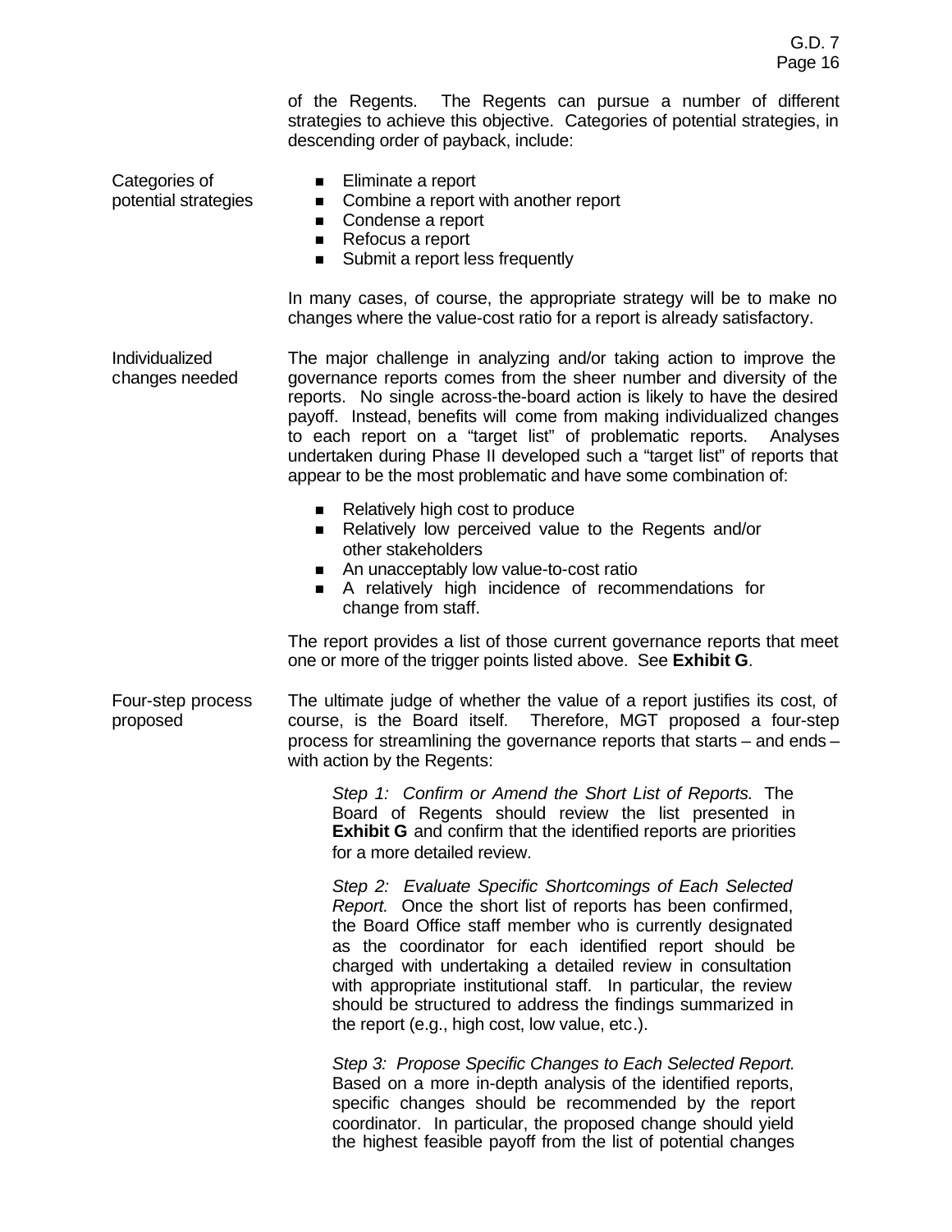of the Regents. The Regents can pursue a number of different strategies to achieve this objective. Categories of potential strategies, in descending order of payback, include:

**Categories of potential strategies**

- Eliminate a report
- Combine a report with another report
- Condense a report
- Refocus a report
- Submit a report less frequently

In many cases, of course, the appropriate strategy will be to make no changes where the value-cost ratio for a report is already satisfactory.

**Individualized changes needed**

The major challenge in analyzing and/or taking action to improve the governance reports comes from the sheer number and diversity of the reports. No single across-the-board action is likely to have the desired payoff. Instead, benefits will come from making individualized changes to each report on a "target list" of problematic reports. Analyses undertaken during Phase II developed such a "target list" of reports that appear to be the most problematic and have some combination of:

- Relatively high cost to produce
- Relatively low perceived value to the Regents and/or other stakeholders
- An unacceptably low value-to-cost ratio
- A relatively high incidence of recommendations for change from staff.

The report provides a list of those current governance reports that meet one or more of the trigger points listed above. See **Exhibit G**.

**Four-step process proposed**

The ultimate judge of whether the value of a report justifies its cost, of course, is the Board itself. Therefore, MGT proposed a four-step process for streamlining the governance reports that starts – and ends – with action by the Regents:

> *Step 1: Confirm or Amend the Short List of Reports.* The Board of Regents should review the list presented in **Exhibit G** and confirm that the identified reports are priorities for a more detailed review.
>
> *Step 2: Evaluate Specific Shortcomings of Each Selected Report.* Once the short list of reports has been confirmed, the Board Office staff member who is currently designated as the coordinator for each identified report should be charged with undertaking a detailed review in consultation with appropriate institutional staff. In particular, the review should be structured to address the findings summarized in the report (e.g., high cost, low value, etc.).
>
> *Step 3: Propose Specific Changes to Each Selected Report.* Based on a more in-depth analysis of the identified reports, specific changes should be recommended by the report coordinator. In particular, the proposed change should yield the highest feasible payoff from the list of potential changes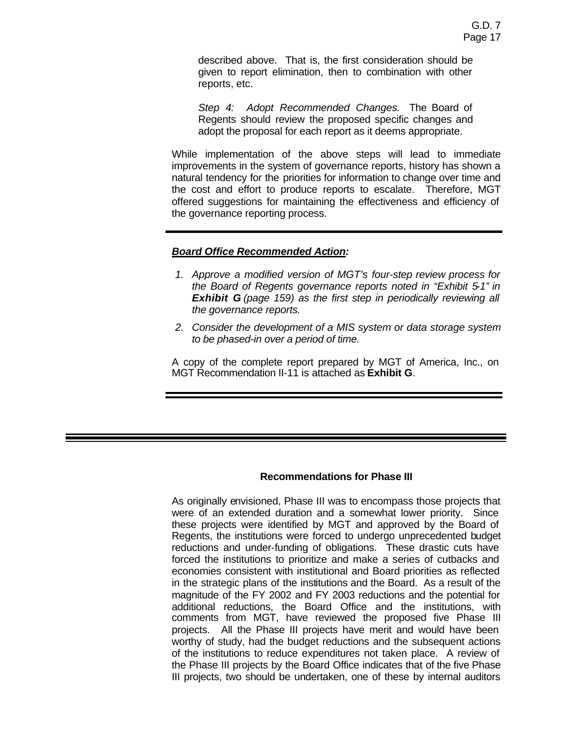described above. That is, the first consideration should be given to report elimination, then to combination with other reports, etc.

*Step 4: Adopt Recommended Changes.* The Board of Regents should review the proposed specific changes and adopt the proposal for each report as it deems appropriate.

While implementation of the above steps will lead to immediate improvements in the system of governance reports, history has shown a natural tendency for the priorities for information to change over time and the cost and effort to produce reports to escalate. Therefore, MGT offered suggestions for maintaining the effectiveness and efficiency of the governance reporting process.

---

***Board Office Recommended Action:***

1. *Approve a modified version of MGT's four-step review process for the Board of Regents governance reports noted in "Exhibit 5-1" in **Exhibit G** (page 159) as the first step in periodically reviewing all the governance reports.*
2. *Consider the development of a MIS system or data storage system to be phased-in over a period of time.*

A copy of the complete report prepared by MGT of America, Inc., on MGT Recommendation II-11 is attached as **Exhibit G**.

---

---

### Recommendations for Phase III

As originally envisioned, Phase III was to encompass those projects that were of an extended duration and a somewhat lower priority. Since these projects were identified by MGT and approved by the Board of Regents, the institutions were forced to undergo unprecedented budget reductions and under-funding of obligations. These drastic cuts have forced the institutions to prioritize and make a series of cutbacks and economies consistent with institutional and Board priorities as reflected in the strategic plans of the institutions and the Board. As a result of the magnitude of the FY 2002 and FY 2003 reductions and the potential for additional reductions, the Board Office and the institutions, with comments from MGT, have reviewed the proposed five Phase III projects. All the Phase III projects have merit and would have been worthy of study, had the budget reductions and the subsequent actions of the institutions to reduce expenditures not taken place. A review of the Phase III projects by the Board Office indicates that of the five Phase III projects, two should be undertaken, one of these by internal auditors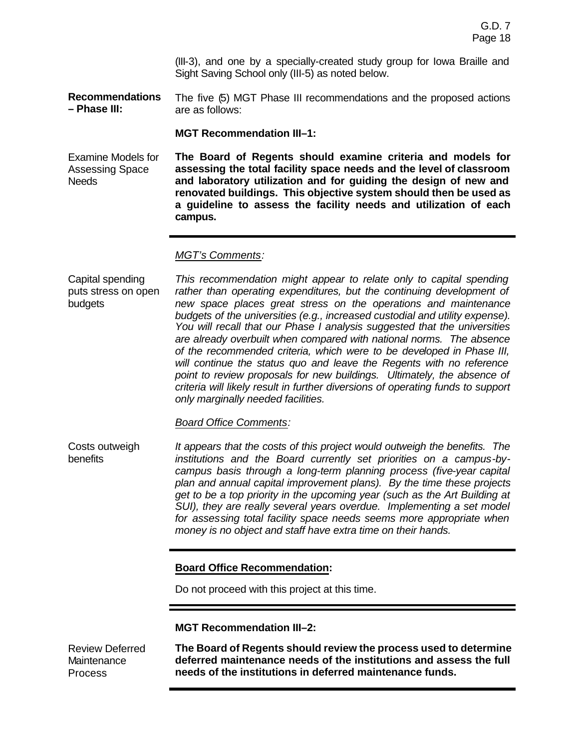(III-3), and one by a specially-created study group for Iowa Braille and Sight Saving School only (III-5) as noted below.

**Recommendations – Phase III:**

The five (5) MGT Phase III recommendations and the proposed actions are as follows:

**MGT Recommendation III–1:**

Examine Models for Assessing Space Needs

**The Board of Regents should examine criteria and models for assessing the total facility space needs and the level of classroom and laboratory utilization and for guiding the design of new and renovated buildings. This objective system should then be used as a guideline to assess the facility needs and utilization of each campus.**

---

*MGT's Comments:*

Capital spending puts stress on open budgets

*This recommendation might appear to relate only to capital spending rather than operating expenditures, but the continuing development of new space places great stress on the operations and maintenance budgets of the universities (e.g., increased custodial and utility expense). You will recall that our Phase I analysis suggested that the universities are already overbuilt when compared with national norms. The absence of the recommended criteria, which were to be developed in Phase III, will continue the status quo and leave the Regents with no reference point to review proposals for new buildings. Ultimately, the absence of criteria will likely result in further diversions of operating funds to support only marginally needed facilities.*

*Board Office Comments:*

Costs outweigh benefits

*It appears that the costs of this project would outweigh the benefits. The institutions and the Board currently set priorities on a campus-by-campus basis through a long-term planning process (five-year capital plan and annual capital improvement plans). By the time these projects get to be a top priority in the upcoming year (such as the Art Building at SUI), they are really several years overdue. Implementing a set model for assessing total facility space needs seems more appropriate when money is no object and staff have extra time on their hands.*

---

**Board Office Recommendation:**

Do not proceed with this project at this time.

---

**MGT Recommendation III–2:**

Review Deferred Maintenance Process

**The Board of Regents should review the process used to determine deferred maintenance needs of the institutions and assess the full needs of the institutions in deferred maintenance funds.**

---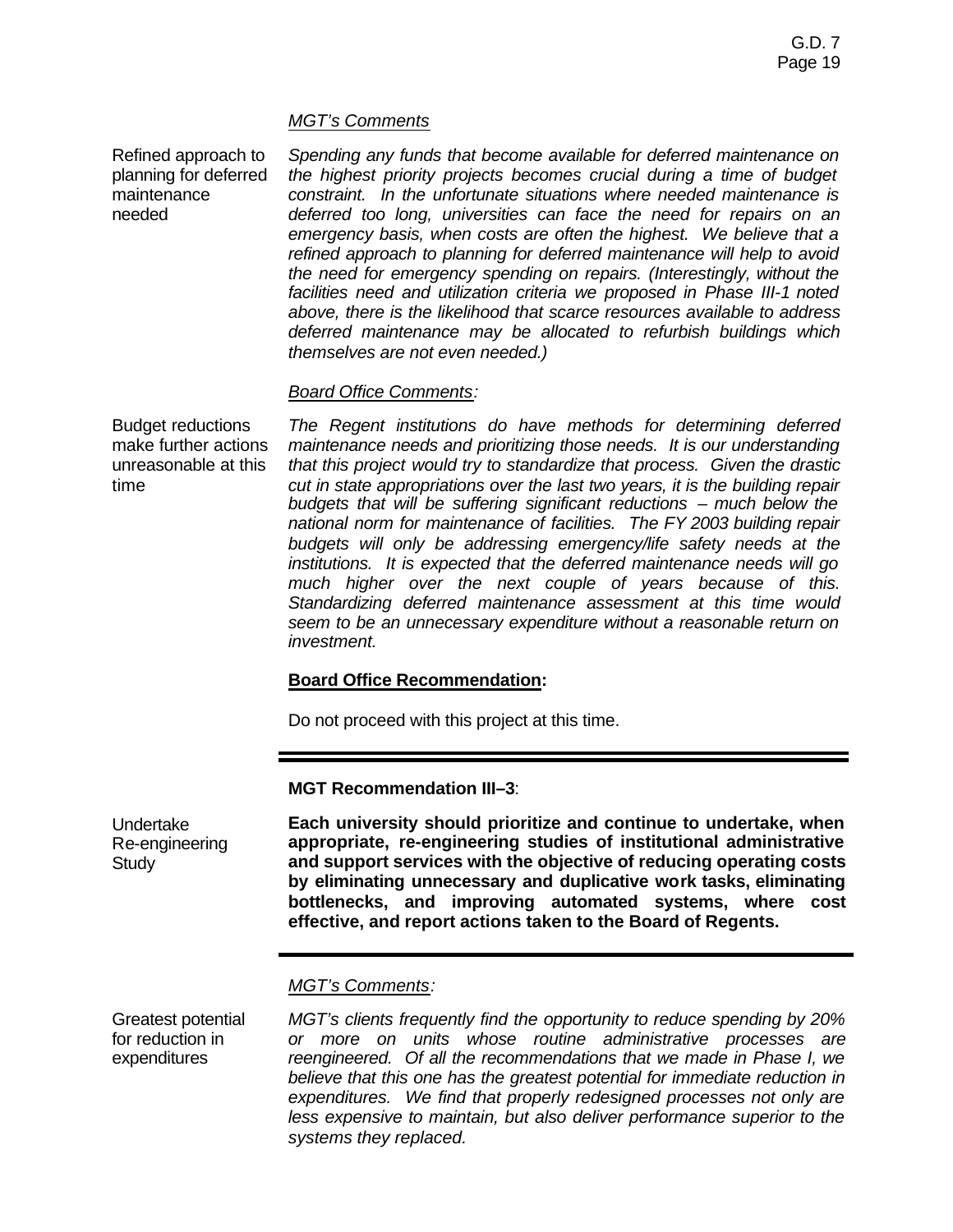*MGT's Comments*

Refined approach to planning for deferred maintenance needed

*Spending any funds that become available for deferred maintenance on the highest priority projects becomes crucial during a time of budget constraint. In the unfortunate situations where needed maintenance is deferred too long, universities can face the need for repairs on an emergency basis, when costs are often the highest. We believe that a refined approach to planning for deferred maintenance will help to avoid the need for emergency spending on repairs. (Interestingly, without the facilities need and utilization criteria we proposed in Phase III-1 noted above, there is the likelihood that scarce resources available to address deferred maintenance may be allocated to refurbish buildings which themselves are not even needed.)*

*Board Office Comments:*

Budget reductions make further actions unreasonable at this time

*The Regent institutions do have methods for determining deferred maintenance needs and prioritizing those needs. It is our understanding that this project would try to standardize that process. Given the drastic cut in state appropriations over the last two years, it is the building repair budgets that will be suffering significant reductions – much below the national norm for maintenance of facilities. The FY 2003 building repair budgets will only be addressing emergency/life safety needs at the institutions. It is expected that the deferred maintenance needs will go much higher over the next couple of years because of this. Standardizing deferred maintenance assessment at this time would seem to be an unnecessary expenditure without a reasonable return on investment.*

**Board Office Recommendation:**

Do not proceed with this project at this time.

---

**MGT Recommendation III–3**:

Undertake Re-engineering Study

**Each university should prioritize and continue to undertake, when appropriate, re-engineering studies of institutional administrative and support services with the objective of reducing operating costs by eliminating unnecessary and duplicative work tasks, eliminating bottlenecks, and improving automated systems, where cost effective, and report actions taken to the Board of Regents.**

---

*MGT's Comments:*

Greatest potential for reduction in expenditures

*MGT's clients frequently find the opportunity to reduce spending by 20% or more on units whose routine administrative processes are reengineered. Of all the recommendations that we made in Phase I, we believe that this one has the greatest potential for immediate reduction in expenditures. We find that properly redesigned processes not only are less expensive to maintain, but also deliver performance superior to the systems they replaced.*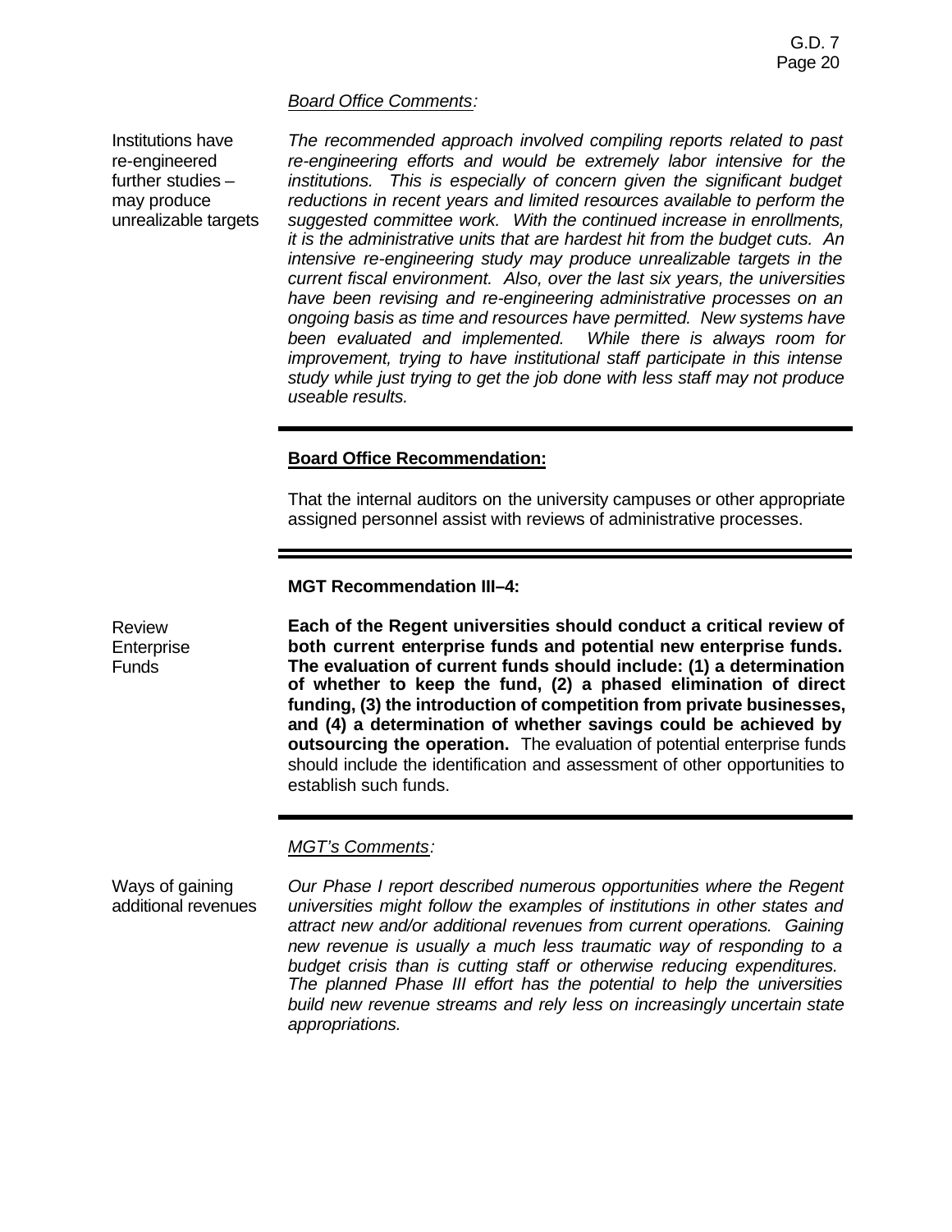*Board Office Comments:*

Institutions have re-engineered further studies – may produce unrealizable targets

*The recommended approach involved compiling reports related to past re-engineering efforts and would be extremely labor intensive for the institutions. This is especially of concern given the significant budget reductions in recent years and limited resources available to perform the suggested committee work. With the continued increase in enrollments, it is the administrative units that are hardest hit from the budget cuts. An intensive re-engineering study may produce unrealizable targets in the current fiscal environment. Also, over the last six years, the universities have been revising and re-engineering administrative processes on an ongoing basis as time and resources have permitted. New systems have been evaluated and implemented. While there is always room for improvement, trying to have institutional staff participate in this intense study while just trying to get the job done with less staff may not produce useable results.*

---

**Board Office Recommendation:**

That the internal auditors on the university campuses or other appropriate assigned personnel assist with reviews of administrative processes.

---

**MGT Recommendation III–4:**

Review Enterprise Funds

**Each of the Regent universities should conduct a critical review of both current enterprise funds and potential new enterprise funds. The evaluation of current funds should include: (1) a determination of whether to keep the fund, (2) a phased elimination of direct funding, (3) the introduction of competition from private businesses, and (4) a determination of whether savings could be achieved by outsourcing the operation.** The evaluation of potential enterprise funds should include the identification and assessment of other opportunities to establish such funds.

---

*MGT's Comments:*

Ways of gaining additional revenues

*Our Phase I report described numerous opportunities where the Regent universities might follow the examples of institutions in other states and attract new and/or additional revenues from current operations. Gaining new revenue is usually a much less traumatic way of responding to a budget crisis than is cutting staff or otherwise reducing expenditures. The planned Phase III effort has the potential to help the universities build new revenue streams and rely less on increasingly uncertain state appropriations.*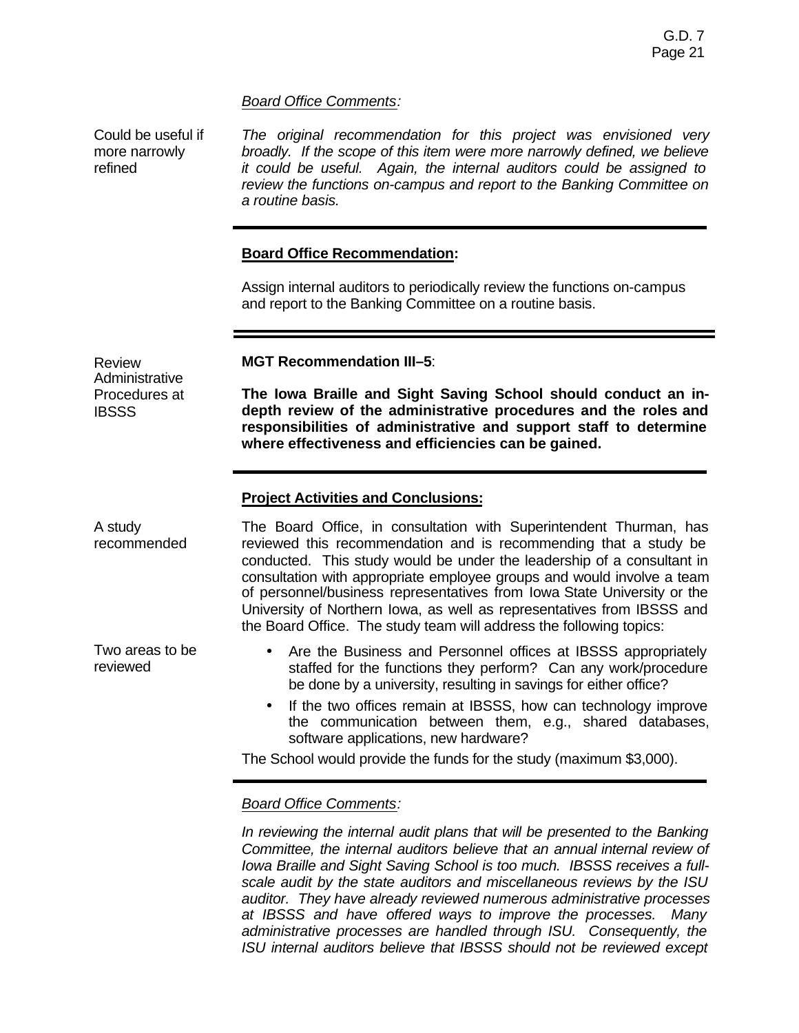*Board Office Comments:*

Could be useful if more narrowly refined

*The original recommendation for this project was envisioned very broadly. If the scope of this item were more narrowly defined, we believe it could be useful. Again, the internal auditors could be assigned to review the functions on-campus and report to the Banking Committee on a routine basis.*

---

**Board Office Recommendation:**

Assign internal auditors to periodically review the functions on-campus and report to the Banking Committee on a routine basis.

---

Review Administrative Procedures at IBSSS

**MGT Recommendation III–5**:

**The Iowa Braille and Sight Saving School should conduct an in-depth review of the administrative procedures and the roles and responsibilities of administrative and support staff to determine where effectiveness and efficiencies can be gained.**

---

**Project Activities and Conclusions:**

A study recommended

The Board Office, in consultation with Superintendent Thurman, has reviewed this recommendation and is recommending that a study be conducted. This study would be under the leadership of a consultant in consultation with appropriate employee groups and would involve a team of personnel/business representatives from Iowa State University or the University of Northern Iowa, as well as representatives from IBSSS and the Board Office. The study team will address the following topics:

Two areas to be reviewed

- Are the Business and Personnel offices at IBSSS appropriately staffed for the functions they perform? Can any work/procedure be done by a university, resulting in savings for either office?
- If the two offices remain at IBSSS, how can technology improve the communication between them, e.g., shared databases, software applications, new hardware?

The School would provide the funds for the study (maximum $3,000).

---

*Board Office Comments:*

*In reviewing the internal audit plans that will be presented to the Banking Committee, the internal auditors believe that an annual internal review of Iowa Braille and Sight Saving School is too much. IBSSS receives a full-scale audit by the state auditors and miscellaneous reviews by the ISU auditor. They have already reviewed numerous administrative processes at IBSSS and have offered ways to improve the processes. Many administrative processes are handled through ISU. Consequently, the ISU internal auditors believe that IBSSS should not be reviewed except*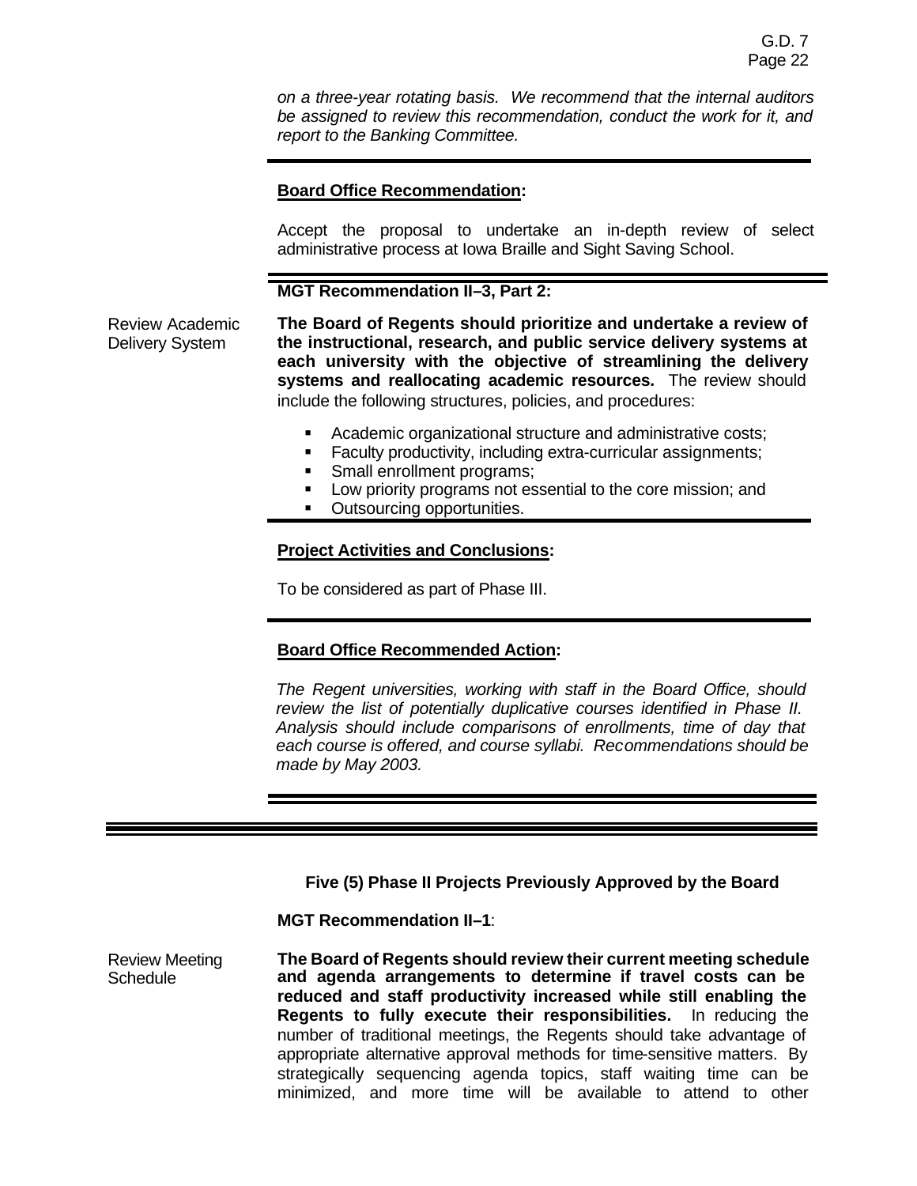*on a three-year rotating basis. We recommend that the internal auditors be assigned to review this recommendation, conduct the work for it, and report to the Banking Committee.*

---

**Board Office Recommendation:**

Accept the proposal to undertake an in-depth review of select administrative process at Iowa Braille and Sight Saving School.

---

**MGT Recommendation II–3, Part 2:**

Review Academic Delivery System

**The Board of Regents should prioritize and undertake a review of the instructional, research, and public service delivery systems at each university with the objective of streamlining the delivery systems and reallocating academic resources.** The review should include the following structures, policies, and procedures:

- Academic organizational structure and administrative costs;
- Faculty productivity, including extra-curricular assignments;
- Small enrollment programs;
- Low priority programs not essential to the core mission; and
- Outsourcing opportunities.

---

**Project Activities and Conclusions:**

To be considered as part of Phase III.

---

**Board Office Recommended Action:**

*The Regent universities, working with staff in the Board Office, should review the list of potentially duplicative courses identified in Phase II. Analysis should include comparisons of enrollments, time of day that each course is offered, and course syllabi. Recommendations should be made by May 2003.*

---

### Five (5) Phase II Projects Previously Approved by the Board

**MGT Recommendation II–1**:

Review Meeting Schedule

**The Board of Regents should review their current meeting schedule and agenda arrangements to determine if travel costs can be reduced and staff productivity increased while still enabling the Regents to fully execute their responsibilities.** In reducing the number of traditional meetings, the Regents should take advantage of appropriate alternative approval methods for time-sensitive matters. By strategically sequencing agenda topics, staff waiting time can be minimized, and more time will be available to attend to other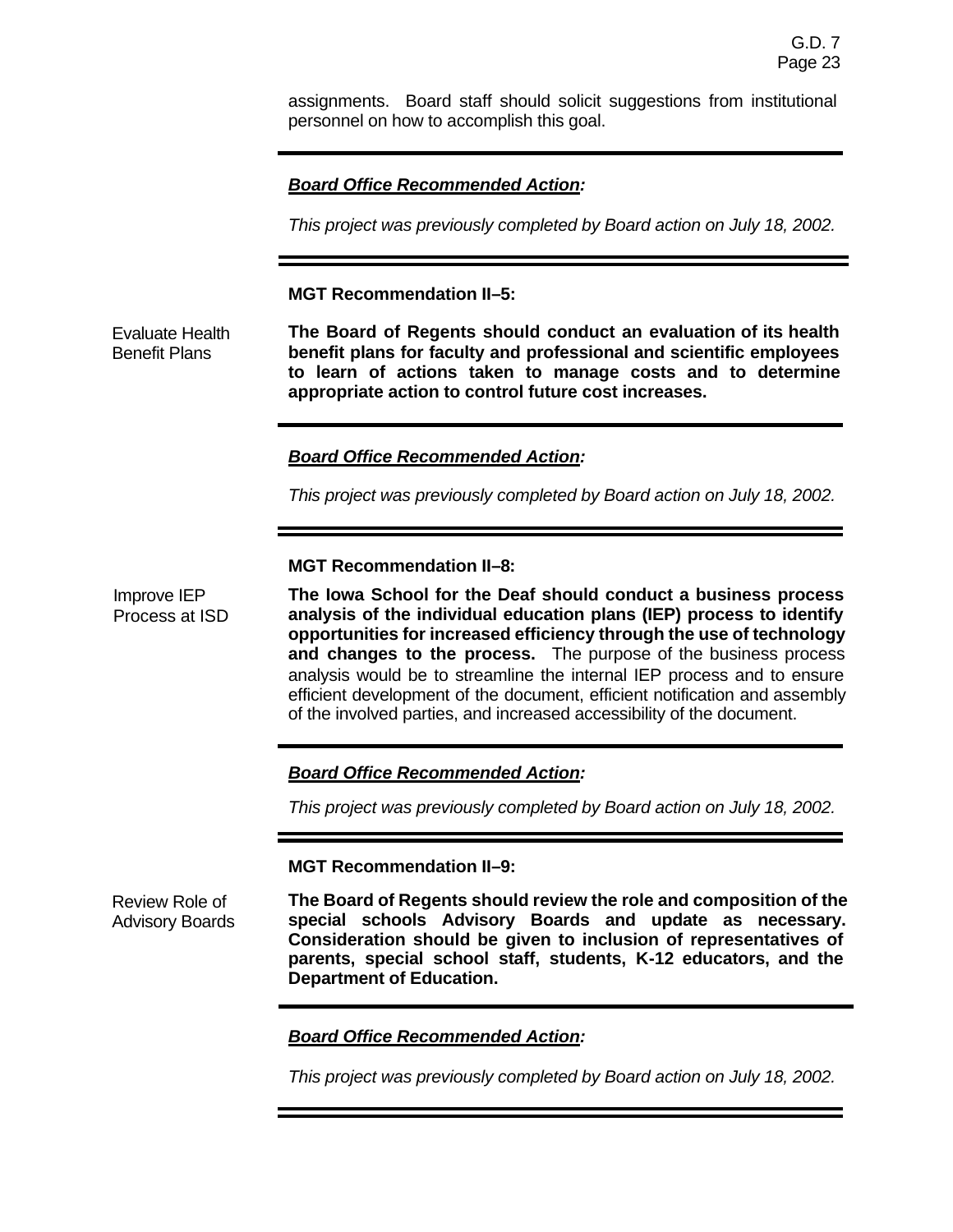assignments. Board staff should solicit suggestions from institutional personnel on how to accomplish this goal.

***Board Office Recommended Action:***

*This project was previously completed by Board action on July 18, 2002.*

**MGT Recommendation II–5:**

Evaluate Health Benefit Plans

**The Board of Regents should conduct an evaluation of its health benefit plans for faculty and professional and scientific employees to learn of actions taken to manage costs and to determine appropriate action to control future cost increases.**

***Board Office Recommended Action:***

*This project was previously completed by Board action on July 18, 2002.*

**MGT Recommendation II–8:**

Improve IEP Process at ISD

**The Iowa School for the Deaf should conduct a business process analysis of the individual education plans (IEP) process to identify opportunities for increased efficiency through the use of technology and changes to the process.** The purpose of the business process analysis would be to streamline the internal IEP process and to ensure efficient development of the document, efficient notification and assembly of the involved parties, and increased accessibility of the document.

***Board Office Recommended Action:***

*This project was previously completed by Board action on July 18, 2002.*

**MGT Recommendation II–9:**

Review Role of Advisory Boards

**The Board of Regents should review the role and composition of the special schools Advisory Boards and update as necessary. Consideration should be given to inclusion of representatives of parents, special school staff, students, K-12 educators, and the Department of Education.**

***Board Office Recommended Action:***

*This project was previously completed by Board action on July 18, 2002.*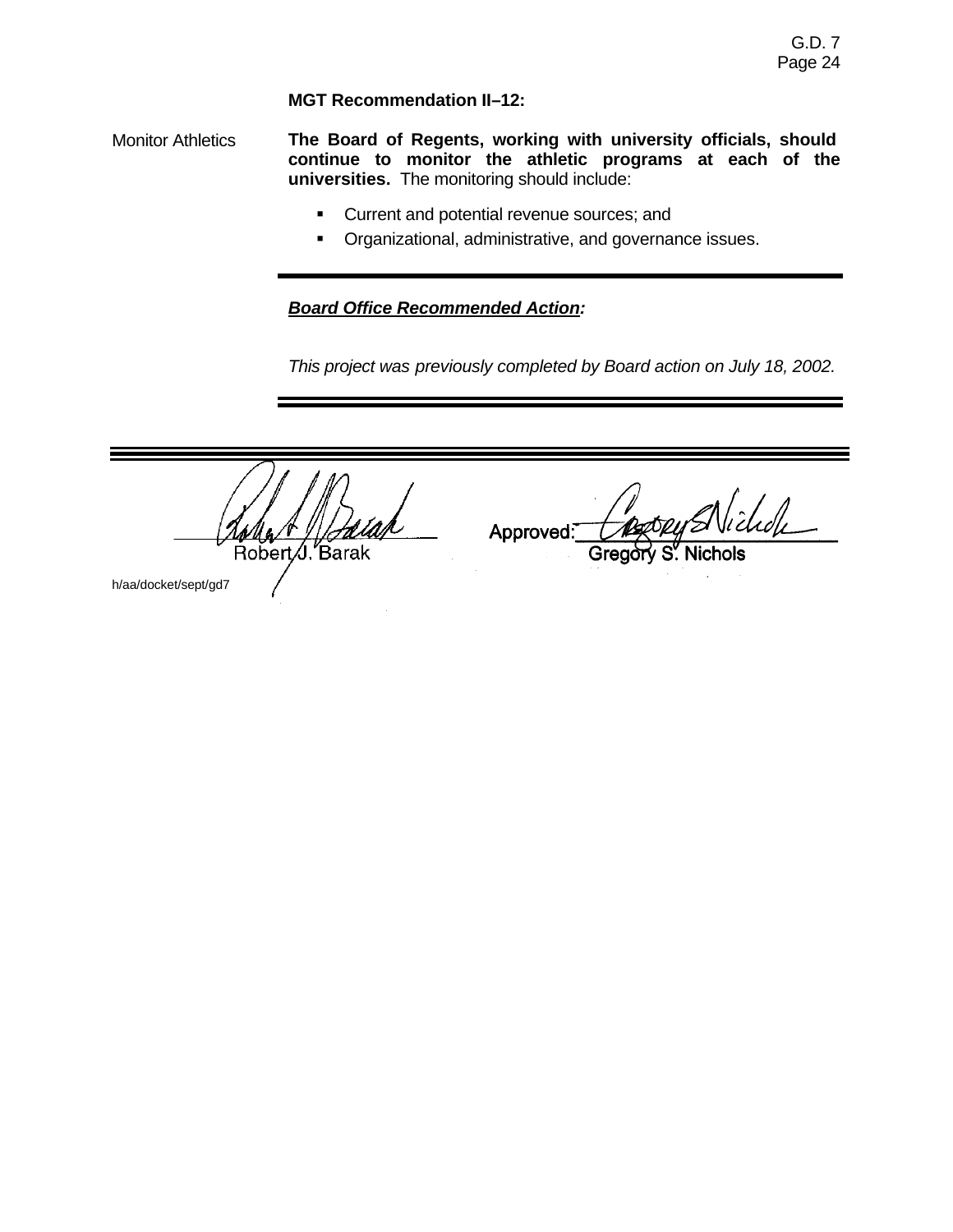**MGT Recommendation II–12:**

Monitor Athletics

**The Board of Regents, working with university officials, should continue to monitor the athletic programs at each of the universities.** The monitoring should include:

- Current and potential revenue sources; and
- Organizational, administrative, and governance issues.

***Board Office Recommended Action:***

*This project was previously completed by Board action on July 18, 2002.*

Robert J. Barak

Approved: Gregory S. Nichols

h/aa/docket/sept/gd7